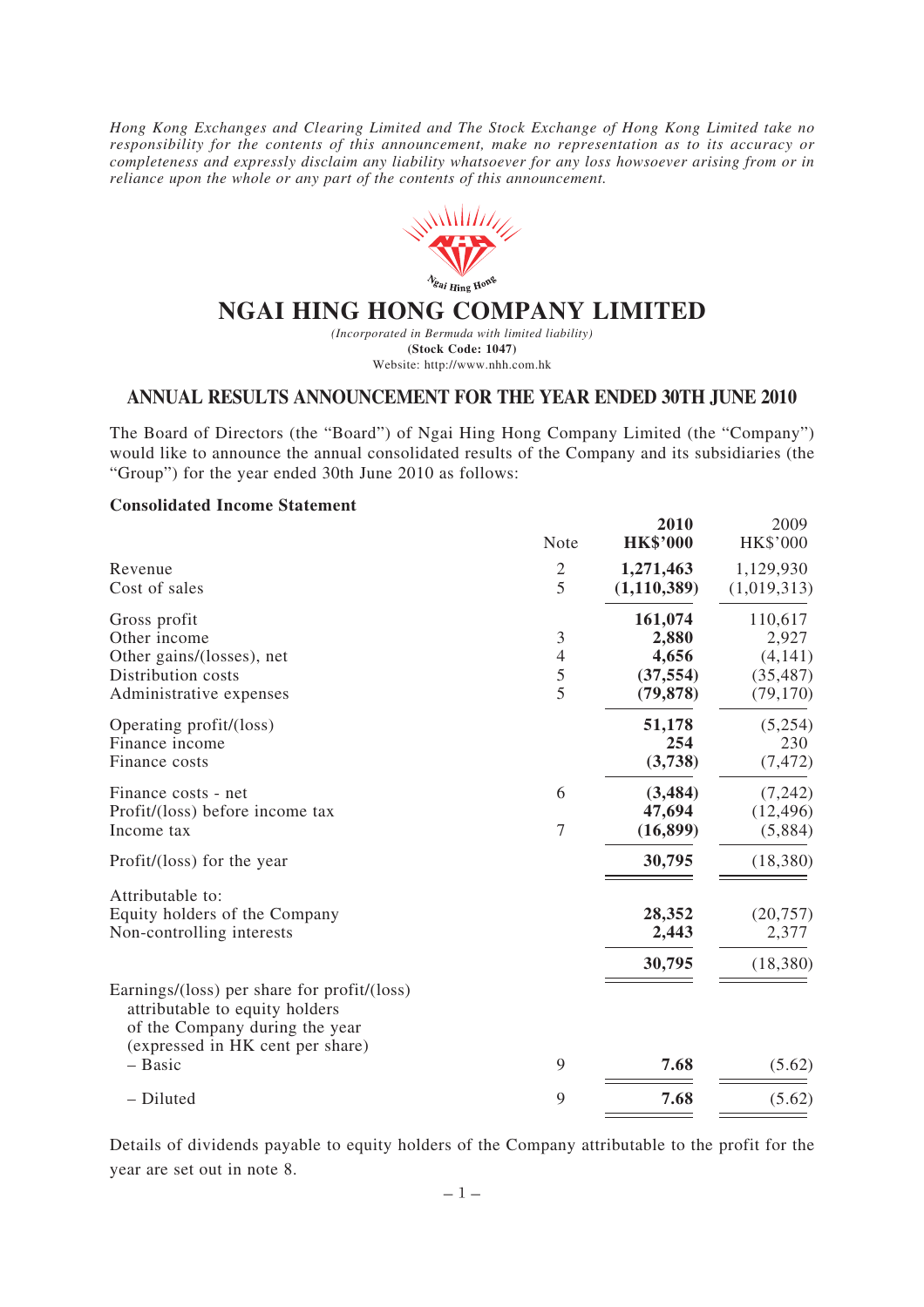*Hong Kong Exchanges and Clearing Limited and The Stock Exchange of Hong Kong Limited take no responsibility for the contents of this announcement, make no representation as to its accuracy or completeness and expressly disclaim any liability whatsoever for any loss howsoever arising from or in reliance upon the whole or any part of the contents of this announcement.*

# NGAI HING HONG COMPANY LIMITED

*(Incorporated in Bermuda with limited liability)*

**(Stock Code: 1047)**

Website: http://www.nhh.com.hk

## ANNUAL RESULTS ANNOUNCEMENT FOR THE YEAR ENDED 30TH JUNE 2010

The Board of Directors (the "Board") of Ngai Hing Hong Company Limited (the "Company") would like to announce the annual consolidated results of the Company and its subsidiaries (the "Group") for the year ended 30th June 2010 as follows:

**Consolidated Income Statement**

| | Note | **2010 HK$'000** | 2009 HK$'000 |
|---|---|---|---|
| Revenue | 2 | **1,271,463** | 1,129,930 |
| Cost of sales | 5 | **(1,110,389)** | (1,019,313) |
| Gross profit | | **161,074** | 110,617 |
| Other income | 3 | **2,880** | 2,927 |
| Other gains/(losses), net | 4 | **4,656** | (4,141) |
| Distribution costs | 5 | **(37,554)** | (35,487) |
| Administrative expenses | 5 | **(79,878)** | (79,170) |
| Operating profit/(loss) | | **51,178** | (5,254) |
| Finance income | | **254** | 230 |
| Finance costs | | **(3,738)** | (7,472) |
| Finance costs - net | 6 | **(3,484)** | (7,242) |
| Profit/(loss) before income tax | | **47,694** | (12,496) |
| Income tax | 7 | **(16,899)** | (5,884) |
| Profit/(loss) for the year | | **30,795** | (18,380) |
| Attributable to: | | | |
| Equity holders of the Company | | **28,352** | (20,757) |
| Non-controlling interests | | **2,443** | 2,377 |
| | | **30,795** | (18,380) |
| Earnings/(loss) per share for profit/(loss) attributable to equity holders of the Company during the year (expressed in HK cent per share) | | | |
| – Basic | 9 | **7.68** | (5.62) |
| – Diluted | 9 | **7.68** | (5.62) |

Details of dividends payable to equity holders of the Company attributable to the profit for the year are set out in note 8.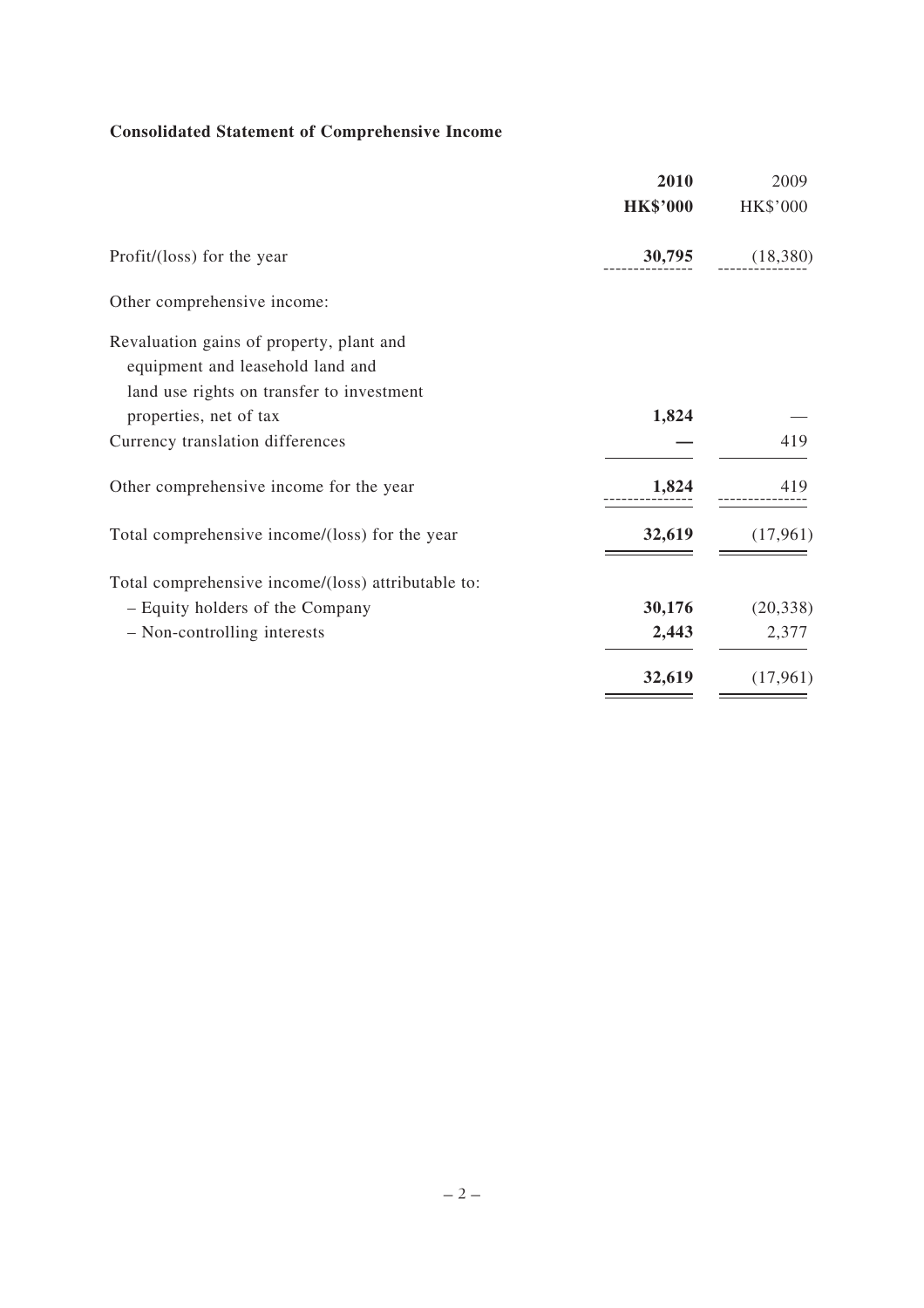### Consolidated Statement of Comprehensive Income

| | **2010** | 2009 |
|---|---|---|
| | **HK$'000** | HK$'000 |
| Profit/(loss) for the year | **30,795** | (18,380) |
| Other comprehensive income: | | |
| Revaluation gains of property, plant and equipment and leasehold land and land use rights on transfer to investment properties, net of tax | **1,824** | — |
| Currency translation differences | **—** | 419 |
| Other comprehensive income for the year | **1,824** | 419 |
| Total comprehensive income/(loss) for the year | **32,619** | (17,961) |
| Total comprehensive income/(loss) attributable to: | | |
| – Equity holders of the Company | **30,176** | (20,338) |
| – Non-controlling interests | **2,443** | 2,377 |
| | **32,619** | (17,961) |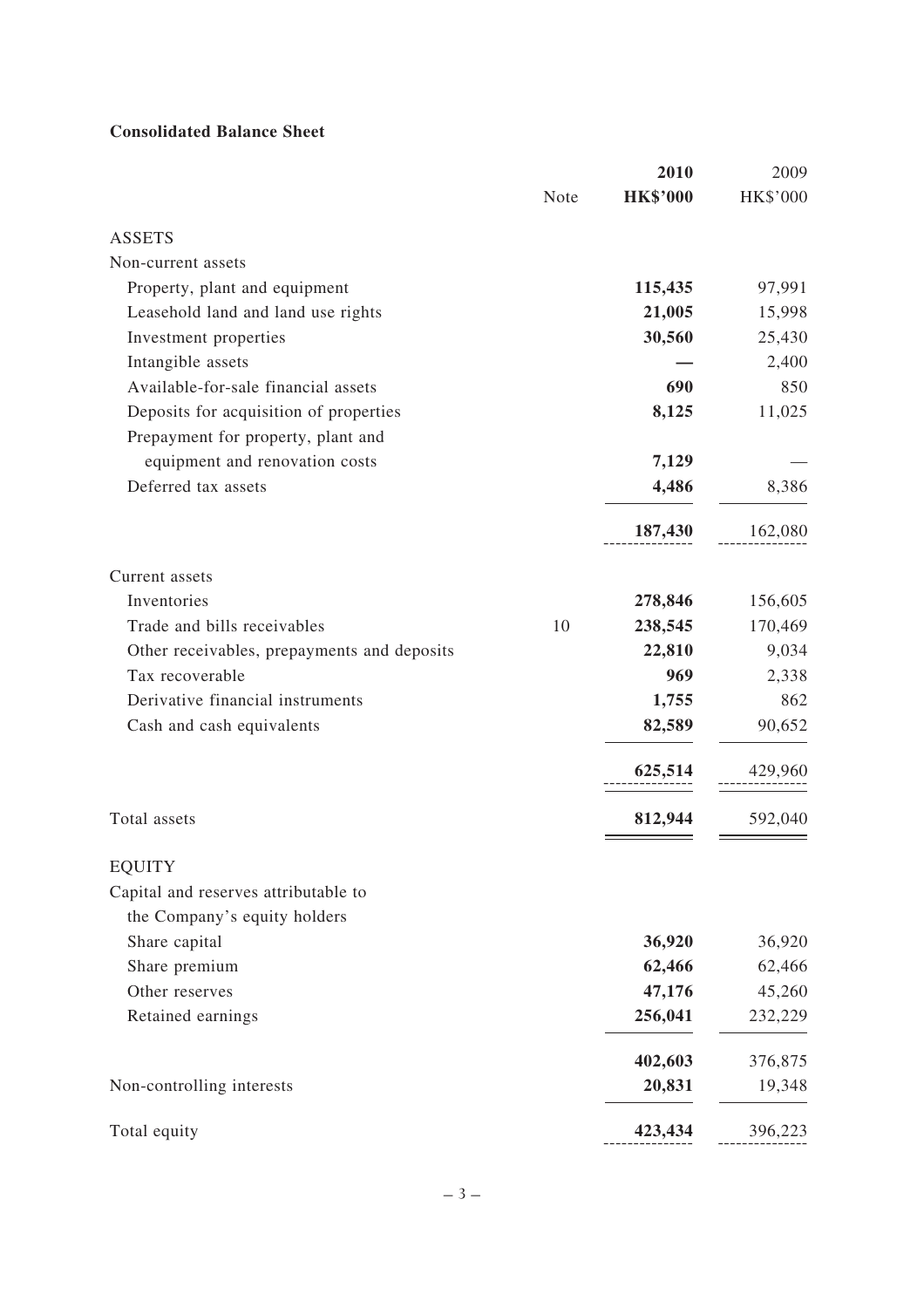**Consolidated Balance Sheet**

| | Note | **2010** **HK$'000** | 2009 HK$'000 |
|---|---|---|---|
| ASSETS | | | |
| Non-current assets | | | |
| Property, plant and equipment | | **115,435** | 97,991 |
| Leasehold land and land use rights | | **21,005** | 15,998 |
| Investment properties | | **30,560** | 25,430 |
| Intangible assets | | **—** | 2,400 |
| Available-for-sale financial assets | | **690** | 850 |
| Deposits for acquisition of properties | | **8,125** | 11,025 |
| Prepayment for property, plant and equipment and renovation costs | | **7,129** | — |
| Deferred tax assets | | **4,486** | 8,386 |
| | | **187,430** | 162,080 |
| Current assets | | | |
| Inventories | | **278,846** | 156,605 |
| Trade and bills receivables | 10 | **238,545** | 170,469 |
| Other receivables, prepayments and deposits | | **22,810** | 9,034 |
| Tax recoverable | | **969** | 2,338 |
| Derivative financial instruments | | **1,755** | 862 |
| Cash and cash equivalents | | **82,589** | 90,652 |
| | | **625,514** | 429,960 |
| Total assets | | **812,944** | 592,040 |
| EQUITY | | | |
| Capital and reserves attributable to the Company's equity holders | | | |
| Share capital | | **36,920** | 36,920 |
| Share premium | | **62,466** | 62,466 |
| Other reserves | | **47,176** | 45,260 |
| Retained earnings | | **256,041** | 232,229 |
| | | **402,603** | 376,875 |
| Non-controlling interests | | **20,831** | 19,348 |
| Total equity | | **423,434** | 396,223 |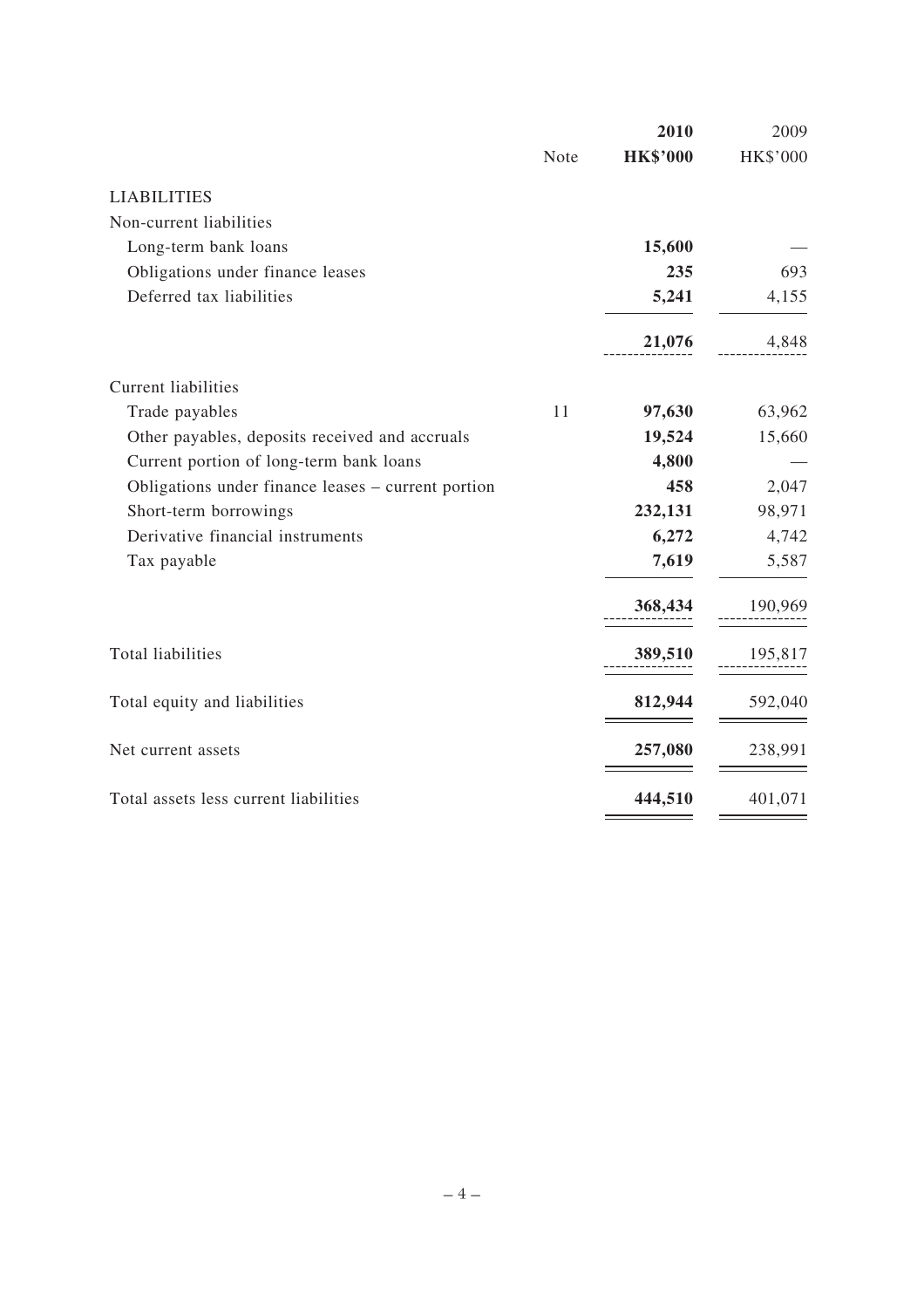| | Note | 2010<br>HK$'000 | 2009<br>HK$'000 |
|---|---|---|---|
| LIABILITIES | | | |
| Non-current liabilities | | | |
| Long-term bank loans | | **15,600** | — |
| Obligations under finance leases | | **235** | 693 |
| Deferred tax liabilities | | **5,241** | 4,155 |
| | | **21,076** | 4,848 |
| Current liabilities | | | |
| Trade payables | 11 | **97,630** | 63,962 |
| Other payables, deposits received and accruals | | **19,524** | 15,660 |
| Current portion of long-term bank loans | | **4,800** | — |
| Obligations under finance leases – current portion | | **458** | 2,047 |
| Short-term borrowings | | **232,131** | 98,971 |
| Derivative financial instruments | | **6,272** | 4,742 |
| Tax payable | | **7,619** | 5,587 |
| | | **368,434** | 190,969 |
| Total liabilities | | **389,510** | 195,817 |
| Total equity and liabilities | | **812,944** | 592,040 |
| Net current assets | | **257,080** | 238,991 |
| Total assets less current liabilities | | **444,510** | 401,071 |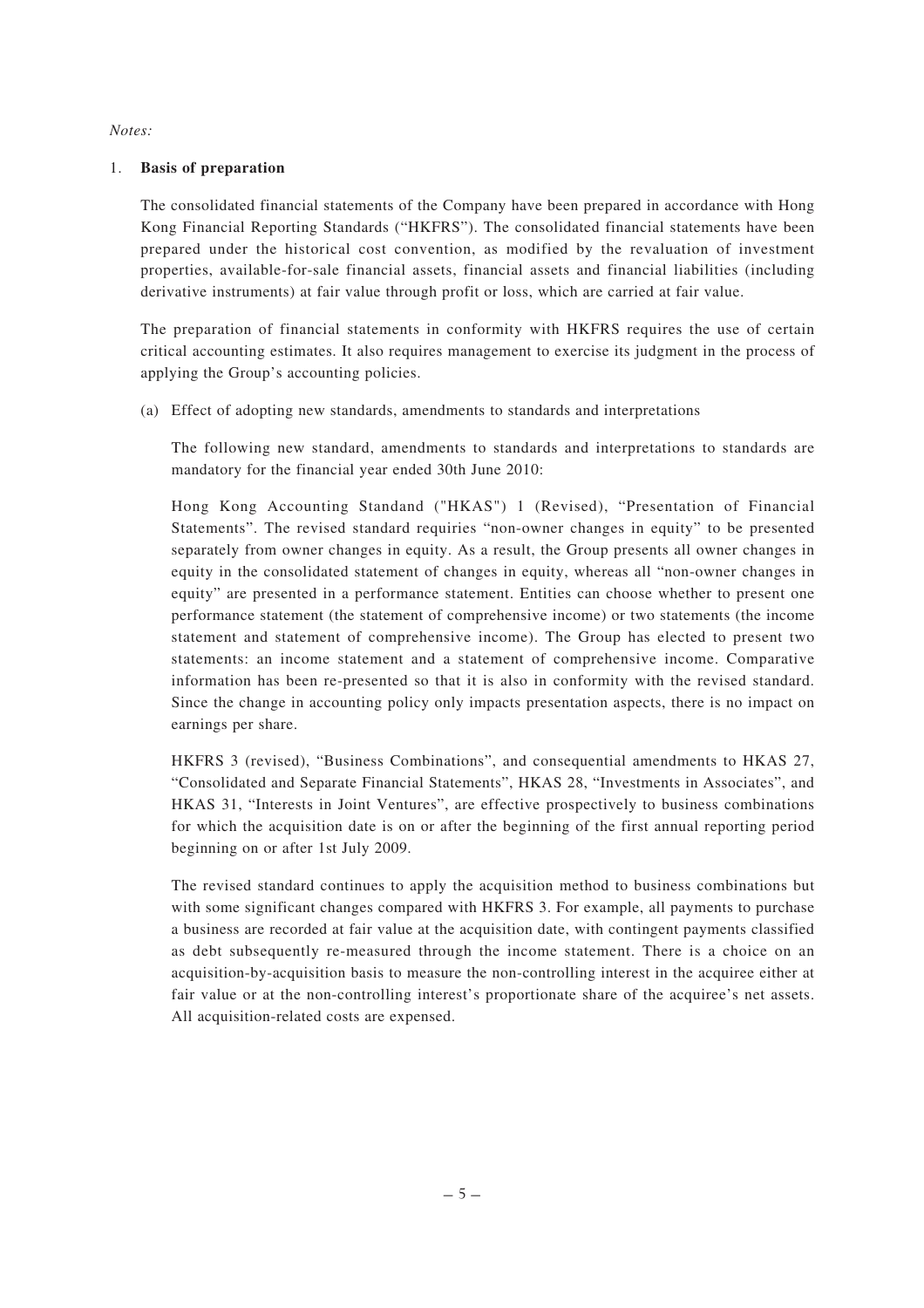*Notes:*

1. **Basis of preparation**

   The consolidated financial statements of the Company have been prepared in accordance with Hong Kong Financial Reporting Standards ("HKFRS"). The consolidated financial statements have been prepared under the historical cost convention, as modified by the revaluation of investment properties, available-for-sale financial assets, financial assets and financial liabilities (including derivative instruments) at fair value through profit or loss, which are carried at fair value.

   The preparation of financial statements in conformity with HKFRS requires the use of certain critical accounting estimates. It also requires management to exercise its judgment in the process of applying the Group's accounting policies.

   (a) Effect of adopting new standards, amendments to standards and interpretations

   The following new standard, amendments to standards and interpretations to standards are mandatory for the financial year ended 30th June 2010:

   Hong Kong Accounting Standand ("HKAS") 1 (Revised), "Presentation of Financial Statements". The revised standard requiries "non-owner changes in equity" to be presented separately from owner changes in equity. As a result, the Group presents all owner changes in equity in the consolidated statement of changes in equity, whereas all "non-owner changes in equity" are presented in a performance statement. Entities can choose whether to present one performance statement (the statement of comprehensive income) or two statements (the income statement and statement of comprehensive income). The Group has elected to present two statements: an income statement and a statement of comprehensive income. Comparative information has been re-presented so that it is also in conformity with the revised standard. Since the change in accounting policy only impacts presentation aspects, there is no impact on earnings per share.

   HKFRS 3 (revised), "Business Combinations", and consequential amendments to HKAS 27, "Consolidated and Separate Financial Statements", HKAS 28, "Investments in Associates", and HKAS 31, "Interests in Joint Ventures", are effective prospectively to business combinations for which the acquisition date is on or after the beginning of the first annual reporting period beginning on or after 1st July 2009.

   The revised standard continues to apply the acquisition method to business combinations but with some significant changes compared with HKFRS 3. For example, all payments to purchase a business are recorded at fair value at the acquisition date, with contingent payments classified as debt subsequently re-measured through the income statement. There is a choice on an acquisition-by-acquisition basis to measure the non-controlling interest in the acquiree either at fair value or at the non-controlling interest's proportionate share of the acquiree's net assets. All acquisition-related costs are expensed.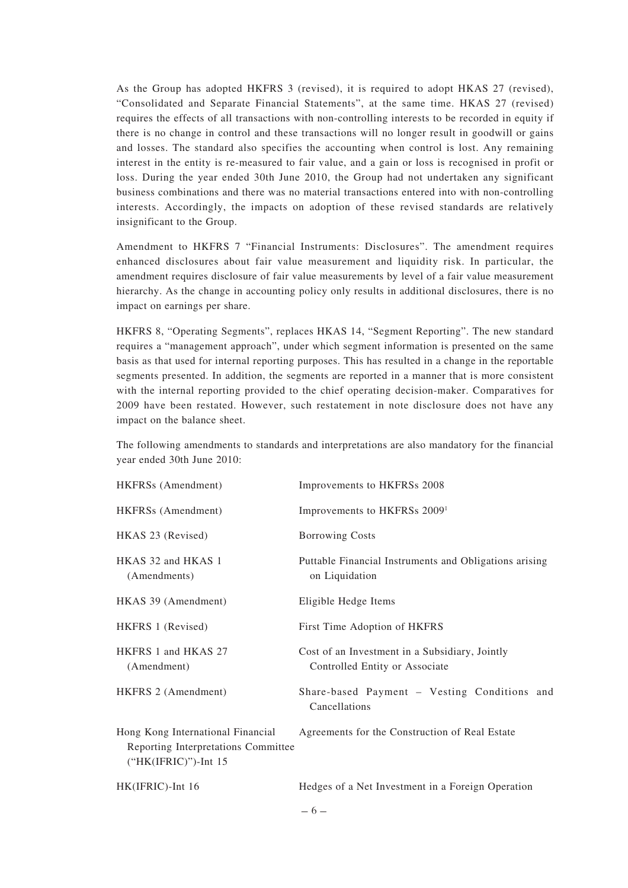As the Group has adopted HKFRS 3 (revised), it is required to adopt HKAS 27 (revised), "Consolidated and Separate Financial Statements", at the same time. HKAS 27 (revised) requires the effects of all transactions with non-controlling interests to be recorded in equity if there is no change in control and these transactions will no longer result in goodwill or gains and losses. The standard also specifies the accounting when control is lost. Any remaining interest in the entity is re-measured to fair value, and a gain or loss is recognised in profit or loss. During the year ended 30th June 2010, the Group had not undertaken any significant business combinations and there was no material transactions entered into with non-controlling interests. Accordingly, the impacts on adoption of these revised standards are relatively insignificant to the Group.

Amendment to HKFRS 7 "Financial Instruments: Disclosures". The amendment requires enhanced disclosures about fair value measurement and liquidity risk. In particular, the amendment requires disclosure of fair value measurements by level of a fair value measurement hierarchy. As the change in accounting policy only results in additional disclosures, there is no impact on earnings per share.

HKFRS 8, "Operating Segments", replaces HKAS 14, "Segment Reporting". The new standard requires a "management approach", under which segment information is presented on the same basis as that used for internal reporting purposes. This has resulted in a change in the reportable segments presented. In addition, the segments are reported in a manner that is more consistent with the internal reporting provided to the chief operating decision-maker. Comparatives for 2009 have been restated. However, such restatement in note disclosure does not have any impact on the balance sheet.

The following amendments to standards and interpretations are also mandatory for the financial year ended 30th June 2010:

| | |
|---|---|
| HKFRSs (Amendment) | Improvements to HKFRSs 2008 |
| HKFRSs (Amendment) | Improvements to HKFRSs 2009[1] |
| HKAS 23 (Revised) | Borrowing Costs |
| HKAS 32 and HKAS 1 (Amendments) | Puttable Financial Instruments and Obligations arising on Liquidation |
| HKAS 39 (Amendment) | Eligible Hedge Items |
| HKFRS 1 (Revised) | First Time Adoption of HKFRS |
| HKFRS 1 and HKAS 27 (Amendment) | Cost of an Investment in a Subsidiary, Jointly Controlled Entity or Associate |
| HKFRS 2 (Amendment) | Share-based Payment – Vesting Conditions and Cancellations |
| Hong Kong International Financial Reporting Interpretations Committee ("HK(IFRIC)")-Int 15 | Agreements for the Construction of Real Estate |
| HK(IFRIC)-Int 16 | Hedges of a Net Investment in a Foreign Operation |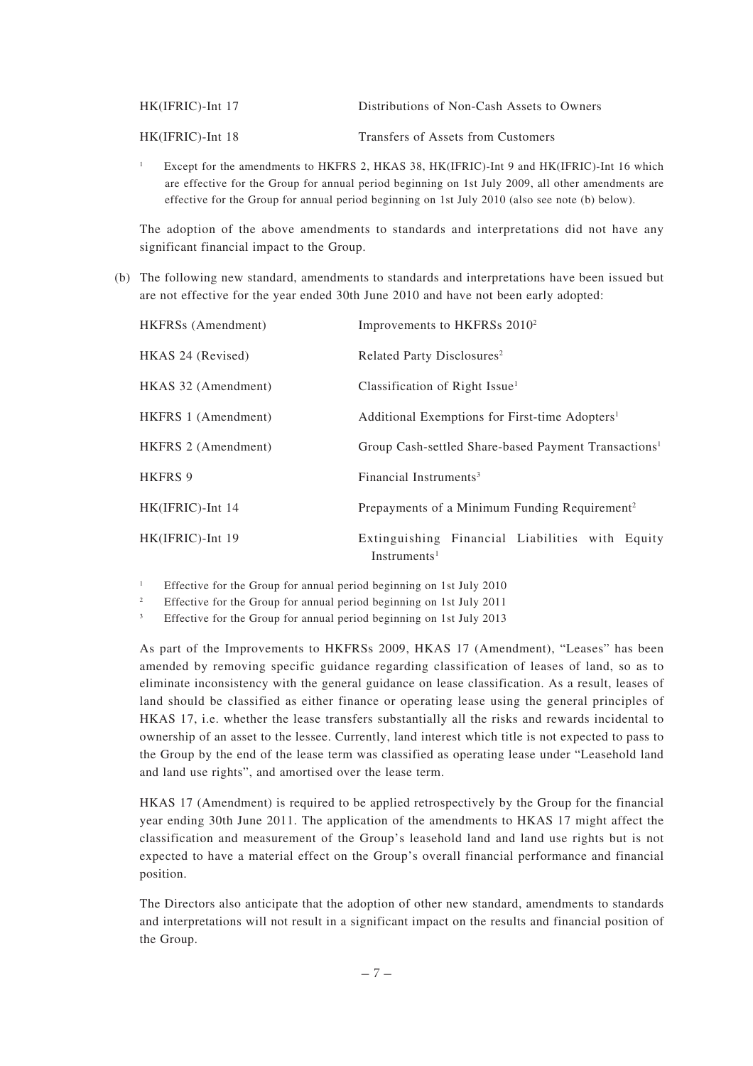| | |
|---|---|
| HK(IFRIC)-Int 17 | Distributions of Non-Cash Assets to Owners |
| HK(IFRIC)-Int 18 | Transfers of Assets from Customers |

[1] Except for the amendments to HKFRS 2, HKAS 38, HK(IFRIC)-Int 9 and HK(IFRIC)-Int 16 which are effective for the Group for annual period beginning on 1st July 2009, all other amendments are effective for the Group for annual period beginning on 1st July 2010 (also see note (b) below).

The adoption of the above amendments to standards and interpretations did not have any significant financial impact to the Group.

(b) The following new standard, amendments to standards and interpretations have been issued but are not effective for the year ended 30th June 2010 and have not been early adopted:

| | |
|---|---|
| HKFRSs (Amendment) | Improvements to HKFRSs 2010[2] |
| HKAS 24 (Revised) | Related Party Disclosures[2] |
| HKAS 32 (Amendment) | Classification of Right Issue[1] |
| HKFRS 1 (Amendment) | Additional Exemptions for First-time Adopters[1] |
| HKFRS 2 (Amendment) | Group Cash-settled Share-based Payment Transactions[1] |
| HKFRS 9 | Financial Instruments[3] |
| HK(IFRIC)-Int 14 | Prepayments of a Minimum Funding Requirement[2] |
| HK(IFRIC)-Int 19 | Extinguishing Financial Liabilities with Equity Instruments[1] |

[1] Effective for the Group for annual period beginning on 1st July 2010

[2] Effective for the Group for annual period beginning on 1st July 2011

[3] Effective for the Group for annual period beginning on 1st July 2013

As part of the Improvements to HKFRSs 2009, HKAS 17 (Amendment), "Leases" has been amended by removing specific guidance regarding classification of leases of land, so as to eliminate inconsistency with the general guidance on lease classification. As a result, leases of land should be classified as either finance or operating lease using the general principles of HKAS 17, i.e. whether the lease transfers substantially all the risks and rewards incidental to ownership of an asset to the lessee. Currently, land interest which title is not expected to pass to the Group by the end of the lease term was classified as operating lease under "Leasehold land and land use rights", and amortised over the lease term.

HKAS 17 (Amendment) is required to be applied retrospectively by the Group for the financial year ending 30th June 2011. The application of the amendments to HKAS 17 might affect the classification and measurement of the Group's leasehold land and land use rights but is not expected to have a material effect on the Group's overall financial performance and financial position.

The Directors also anticipate that the adoption of other new standard, amendments to standards and interpretations will not result in a significant impact on the results and financial position of the Group.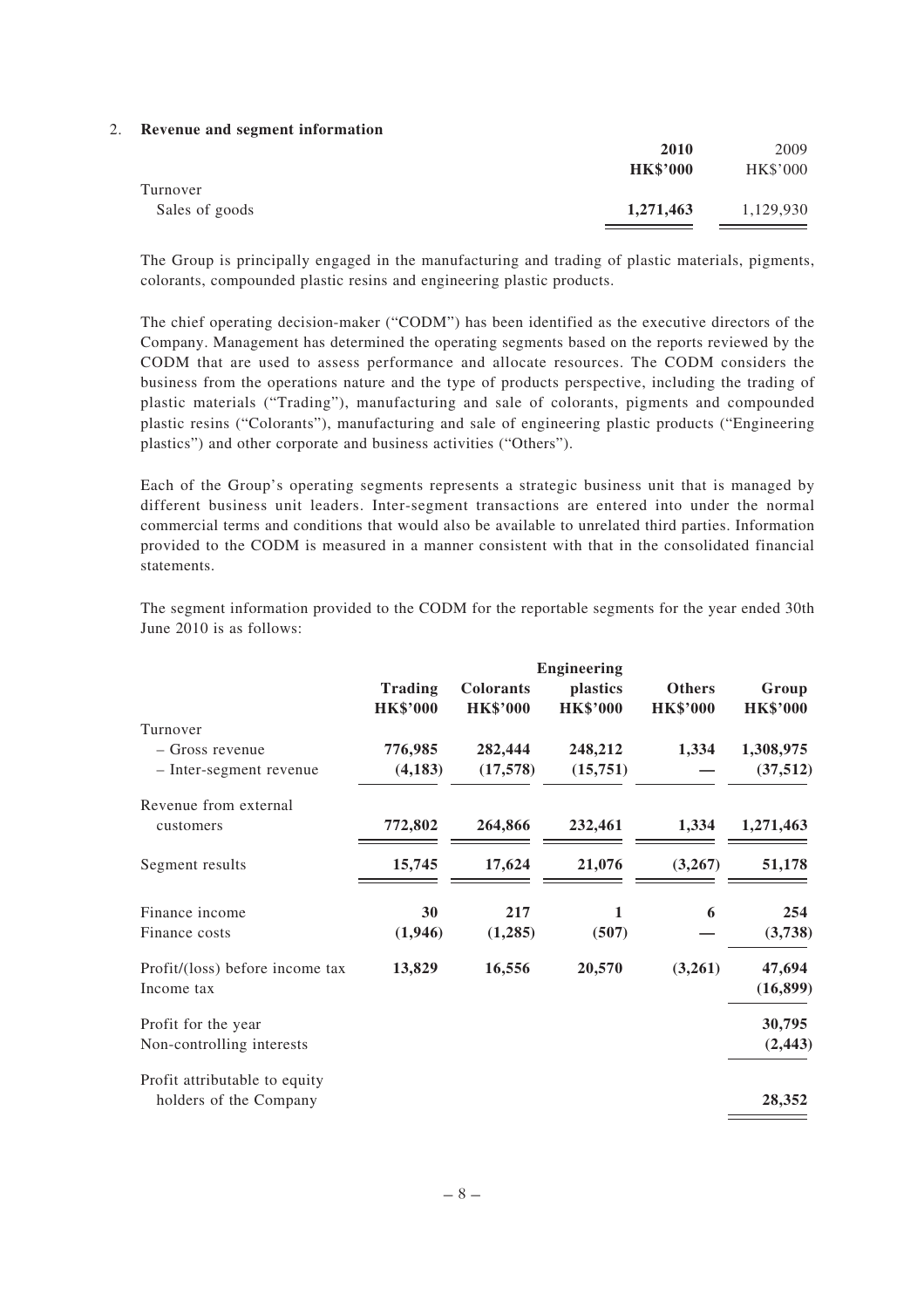## 2. Revenue and segment information

| | **2010** | 2009 |
|---|---|---|
| | **HK$'000** | HK$'000 |
| Turnover | | |
| Sales of goods | **1,271,463** | 1,129,930 |

The Group is principally engaged in the manufacturing and trading of plastic materials, pigments, colorants, compounded plastic resins and engineering plastic products.

The chief operating decision-maker ("CODM") has been identified as the executive directors of the Company. Management has determined the operating segments based on the reports reviewed by the CODM that are used to assess performance and allocate resources. The CODM considers the business from the operations nature and the type of products perspective, including the trading of plastic materials ("Trading"), manufacturing and sale of colorants, pigments and compounded plastic resins ("Colorants"), manufacturing and sale of engineering plastic products ("Engineering plastics") and other corporate and business activities ("Others").

Each of the Group's operating segments represents a strategic business unit that is managed by different business unit leaders. Inter-segment transactions are entered into under the normal commercial terms and conditions that would also be available to unrelated third parties. Information provided to the CODM is measured in a manner consistent with that in the consolidated financial statements.

The segment information provided to the CODM for the reportable segments for the year ended 30th June 2010 is as follows:

| | **Trading** | **Colorants** | **Engineering plastics** | **Others** | **Group** |
|---|---|---|---|---|---|
| | **HK$'000** | **HK$'000** | **HK$'000** | **HK$'000** | **HK$'000** |
| Turnover | | | | | |
| – Gross revenue | **776,985** | **282,444** | **248,212** | **1,334** | **1,308,975** |
| – Inter-segment revenue | **(4,183)** | **(17,578)** | **(15,751)** | **—** | **(37,512)** |
| Revenue from external customers | **772,802** | **264,866** | **232,461** | **1,334** | **1,271,463** |
| Segment results | **15,745** | **17,624** | **21,076** | **(3,267)** | **51,178** |
| Finance income | **30** | **217** | **1** | **6** | **254** |
| Finance costs | **(1,946)** | **(1,285)** | **(507)** | **—** | **(3,738)** |
| Profit/(loss) before income tax | **13,829** | **16,556** | **20,570** | **(3,261)** | **47,694** |
| Income tax | | | | | **(16,899)** |
| Profit for the year | | | | | **30,795** |
| Non-controlling interests | | | | | **(2,443)** |
| Profit attributable to equity holders of the Company | | | | | **28,352** |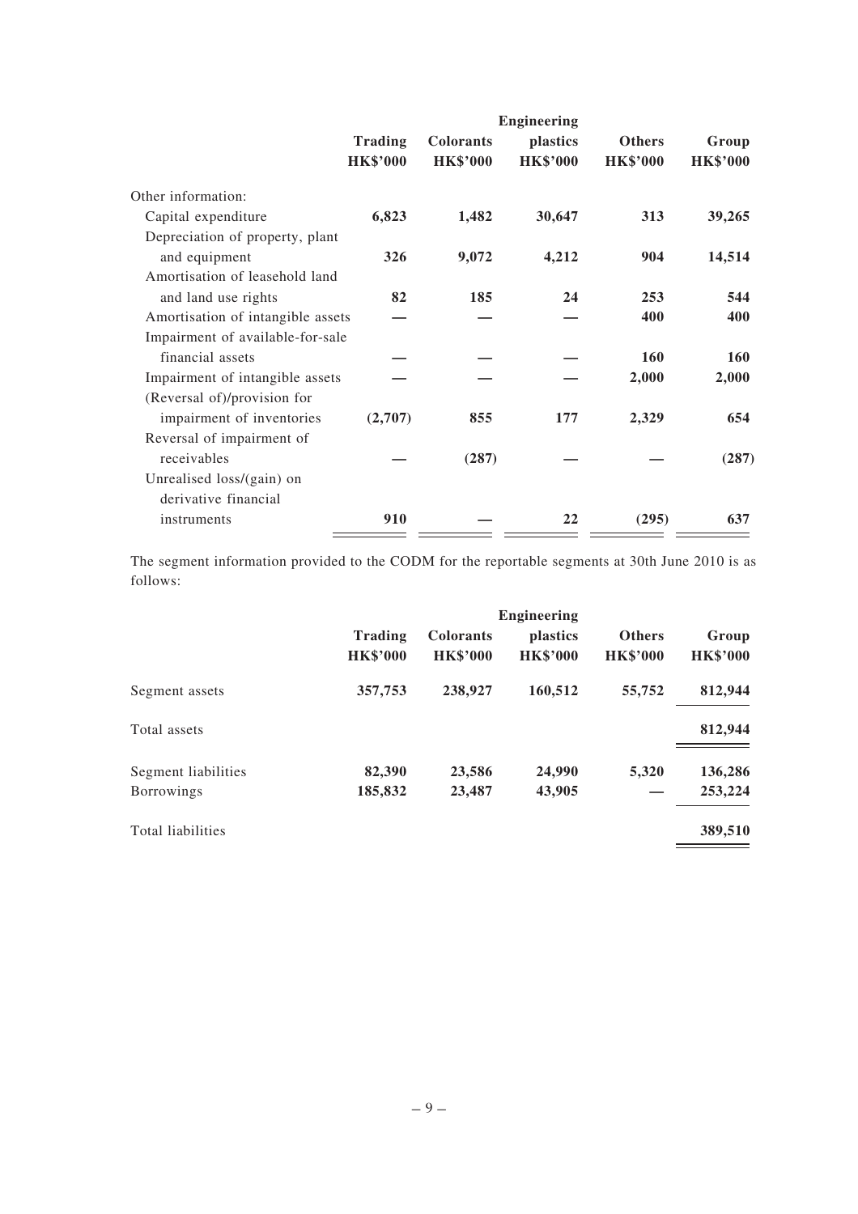| | Trading HK$'000 | Colorants HK$'000 | Engineering plastics HK$'000 | Others HK$'000 | Group HK$'000 |
|---|---|---|---|---|---|
| Other information: | | | | | |
| Capital expenditure | **6,823** | **1,482** | **30,647** | **313** | **39,265** |
| Depreciation of property, plant and equipment | **326** | **9,072** | **4,212** | **904** | **14,514** |
| Amortisation of leasehold land and land use rights | **82** | **185** | **24** | **253** | **544** |
| Amortisation of intangible assets | **—** | **—** | **—** | **400** | **400** |
| Impairment of available-for-sale financial assets | **—** | **—** | **—** | **160** | **160** |
| Impairment of intangible assets | **—** | **—** | **—** | **2,000** | **2,000** |
| (Reversal of)/provision for impairment of inventories | **(2,707)** | **855** | **177** | **2,329** | **654** |
| Reversal of impairment of receivables | **—** | **(287)** | **—** | **—** | **(287)** |
| Unrealised loss/(gain) on derivative financial instruments | **910** | **—** | **22** | **(295)** | **637** |

The segment information provided to the CODM for the reportable segments at 30th June 2010 is as follows:

| | Trading HK$'000 | Colorants HK$'000 | Engineering plastics HK$'000 | Others HK$'000 | Group HK$'000 |
|---|---|---|---|---|---|
| Segment assets | **357,753** | **238,927** | **160,512** | **55,752** | **812,944** |
| Total assets | | | | | **812,944** |
| Segment liabilities | **82,390** | **23,586** | **24,990** | **5,320** | **136,286** |
| Borrowings | **185,832** | **23,487** | **43,905** | **—** | **253,224** |
| Total liabilities | | | | | **389,510** |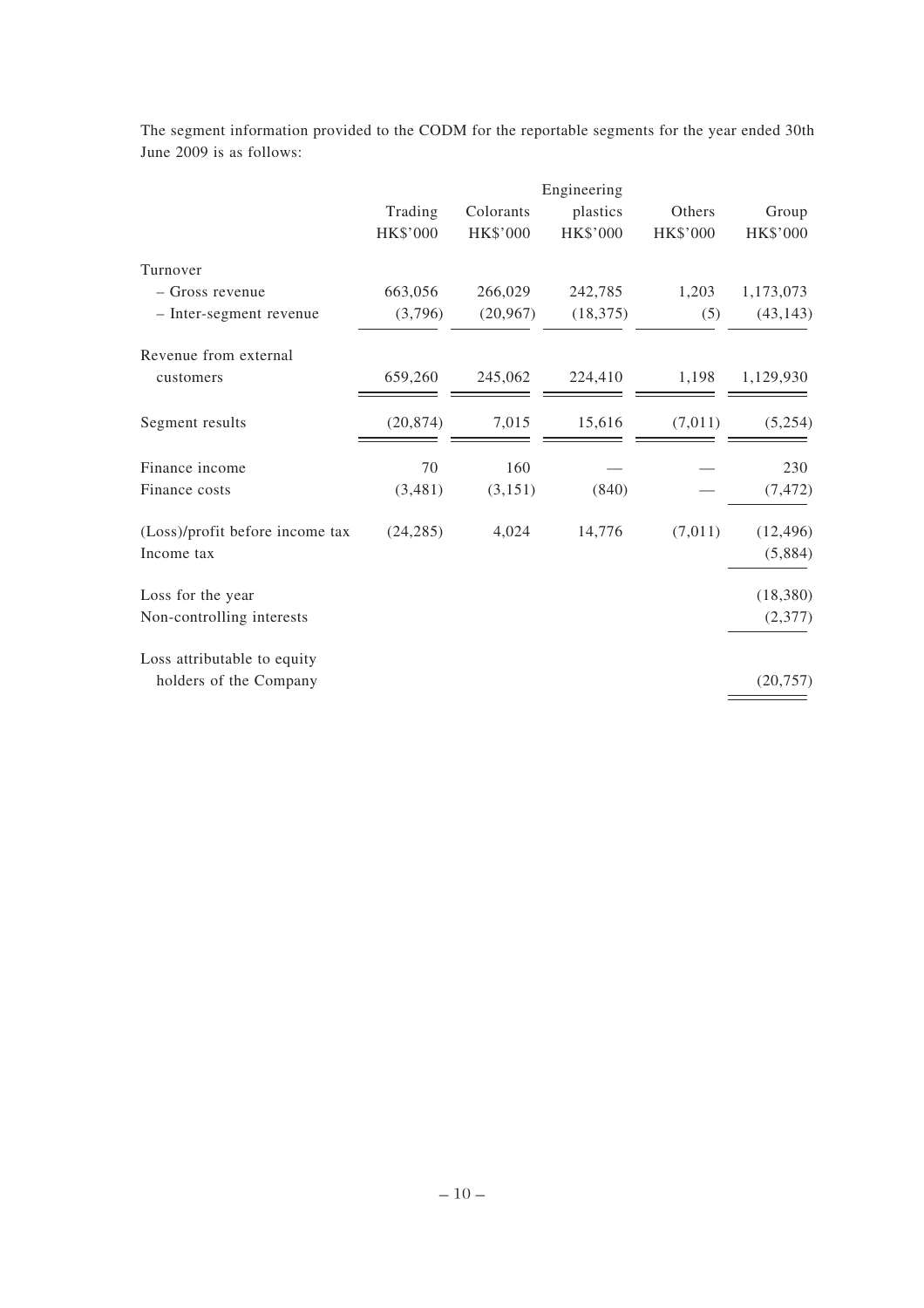The segment information provided to the CODM for the reportable segments for the year ended 30th June 2009 is as follows:

| | Trading | Colorants | Engineering plastics | Others | Group |
|---|---|---|---|---|---|
| | HK$'000 | HK$'000 | HK$'000 | HK$'000 | HK$'000 |
| Turnover | | | | | |
| – Gross revenue | 663,056 | 266,029 | 242,785 | 1,203 | 1,173,073 |
| – Inter-segment revenue | (3,796) | (20,967) | (18,375) | (5) | (43,143) |
| Revenue from external customers | 659,260 | 245,062 | 224,410 | 1,198 | 1,129,930 |
| Segment results | (20,874) | 7,015 | 15,616 | (7,011) | (5,254) |
| Finance income | 70 | 160 | — | — | 230 |
| Finance costs | (3,481) | (3,151) | (840) | — | (7,472) |
| (Loss)/profit before income tax | (24,285) | 4,024 | 14,776 | (7,011) | (12,496) |
| Income tax | | | | | (5,884) |
| Loss for the year | | | | | (18,380) |
| Non-controlling interests | | | | | (2,377) |
| Loss attributable to equity holders of the Company | | | | | (20,757) |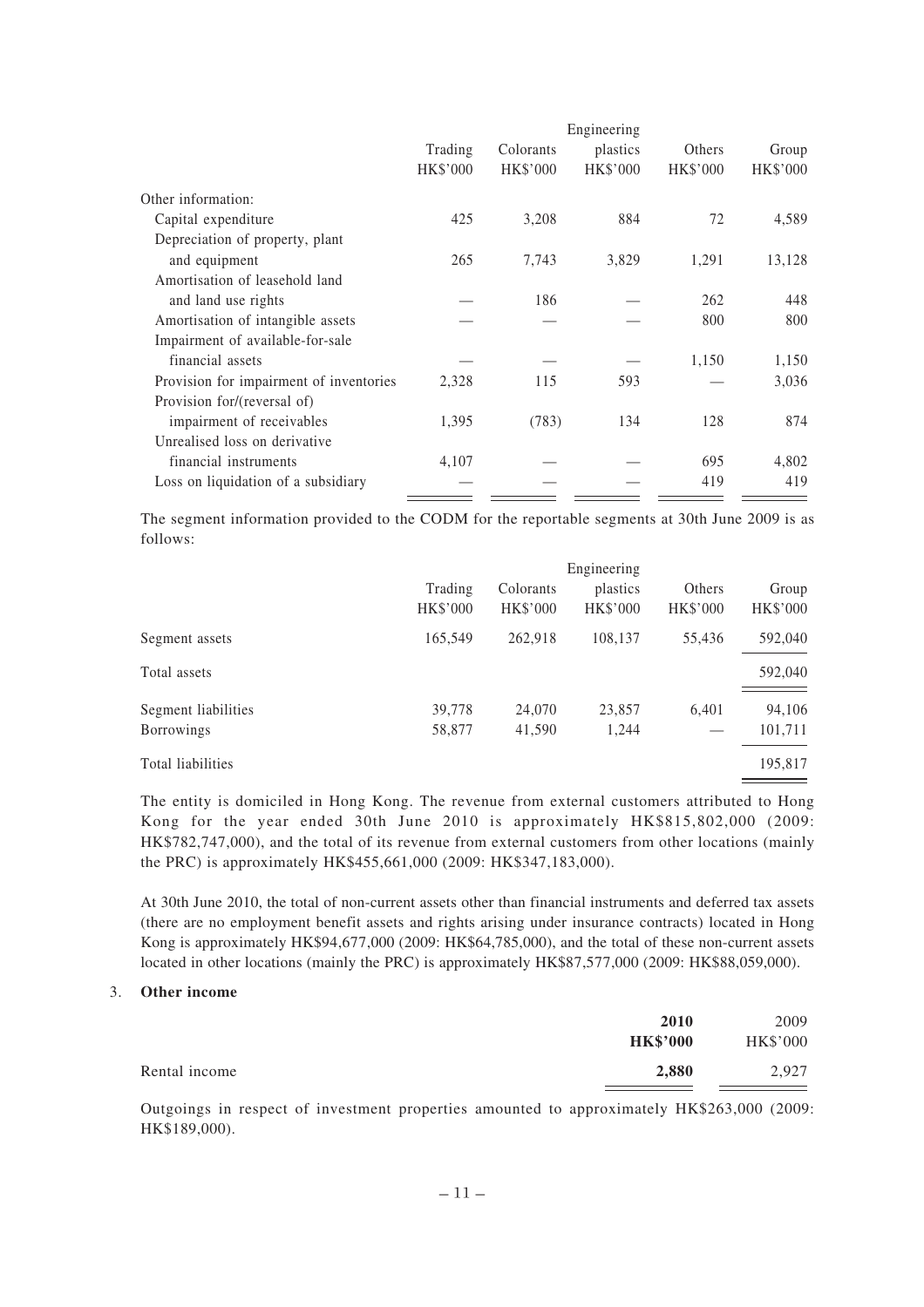| | Trading HK$'000 | Colorants HK$'000 | Engineering plastics HK$'000 | Others HK$'000 | Group HK$'000 |
|---|---|---|---|---|---|
| Other information: | | | | | |
| Capital expenditure | 425 | 3,208 | 884 | 72 | 4,589 |
| Depreciation of property, plant and equipment | 265 | 7,743 | 3,829 | 1,291 | 13,128 |
| Amortisation of leasehold land and land use rights | — | 186 | — | 262 | 448 |
| Amortisation of intangible assets | — | — | — | 800 | 800 |
| Impairment of available-for-sale financial assets | — | — | — | 1,150 | 1,150 |
| Provision for impairment of inventories | 2,328 | 115 | 593 | — | 3,036 |
| Provision for/(reversal of) impairment of receivables | 1,395 | (783) | 134 | 128 | 874 |
| Unrealised loss on derivative financial instruments | 4,107 | — | — | 695 | 4,802 |
| Loss on liquidation of a subsidiary | — | — | — | 419 | 419 |

The segment information provided to the CODM for the reportable segments at 30th June 2009 is as follows:

| | Trading HK$'000 | Colorants HK$'000 | Engineering plastics HK$'000 | Others HK$'000 | Group HK$'000 |
|---|---|---|---|---|---|
| Segment assets | 165,549 | 262,918 | 108,137 | 55,436 | 592,040 |
| Total assets | | | | | 592,040 |
| Segment liabilities | 39,778 | 24,070 | 23,857 | 6,401 | 94,106 |
| Borrowings | 58,877 | 41,590 | 1,244 | — | 101,711 |
| Total liabilities | | | | | 195,817 |

The entity is domiciled in Hong Kong. The revenue from external customers attributed to Hong Kong for the year ended 30th June 2010 is approximately HK$815,802,000 (2009: HK$782,747,000), and the total of its revenue from external customers from other locations (mainly the PRC) is approximately HK$455,661,000 (2009: HK$347,183,000).

At 30th June 2010, the total of non-current assets other than financial instruments and deferred tax assets (there are no employment benefit assets and rights arising under insurance contracts) located in Hong Kong is approximately HK$94,677,000 (2009: HK$64,785,000), and the total of these non-current assets located in other locations (mainly the PRC) is approximately HK$87,577,000 (2009: HK$88,059,000).

3. **Other income**

| | **2010 HK$'000** | 2009 HK$'000 |
|---|---|---|
| Rental income | **2,880** | 2,927 |

Outgoings in respect of investment properties amounted to approximately HK$263,000 (2009: HK$189,000).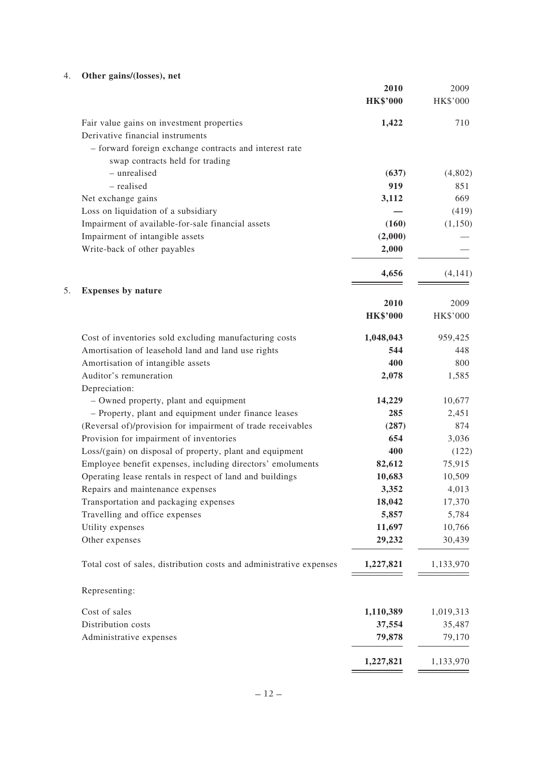## 4. Other gains/(losses), net

| | 2010 | 2009 |
|---|---|---|
| | HK$'000 | HK$'000 |
| Fair value gains on investment properties | 1,422 | 710 |
| Derivative financial instruments | | |
| – forward foreign exchange contracts and interest rate swap contracts held for trading | | |
| – unrealised | (637) | (4,802) |
| – realised | 919 | 851 |
| Net exchange gains | 3,112 | 669 |
| Loss on liquidation of a subsidiary | — | (419) |
| Impairment of available-for-sale financial assets | (160) | (1,150) |
| Impairment of intangible assets | (2,000) | — |
| Write-back of other payables | 2,000 | — |
| | 4,656 | (4,141) |

## 5. Expenses by nature

| | 2010 | 2009 |
|---|---|---|
| | HK$'000 | HK$'000 |
| Cost of inventories sold excluding manufacturing costs | 1,048,043 | 959,425 |
| Amortisation of leasehold land and land use rights | 544 | 448 |
| Amortisation of intangible assets | 400 | 800 |
| Auditor's remuneration | 2,078 | 1,585 |
| Depreciation: | | |
| – Owned property, plant and equipment | 14,229 | 10,677 |
| – Property, plant and equipment under finance leases | 285 | 2,451 |
| (Reversal of)/provision for impairment of trade receivables | (287) | 874 |
| Provision for impairment of inventories | 654 | 3,036 |
| Loss/(gain) on disposal of property, plant and equipment | 400 | (122) |
| Employee benefit expenses, including directors' emoluments | 82,612 | 75,915 |
| Operating lease rentals in respect of land and buildings | 10,683 | 10,509 |
| Repairs and maintenance expenses | 3,352 | 4,013 |
| Transportation and packaging expenses | 18,042 | 17,370 |
| Travelling and office expenses | 5,857 | 5,784 |
| Utility expenses | 11,697 | 10,766 |
| Other expenses | 29,232 | 30,439 |
| Total cost of sales, distribution costs and administrative expenses | 1,227,821 | 1,133,970 |
| Representing: | | |
| Cost of sales | 1,110,389 | 1,019,313 |
| Distribution costs | 37,554 | 35,487 |
| Administrative expenses | 79,878 | 79,170 |
| | 1,227,821 | 1,133,970 |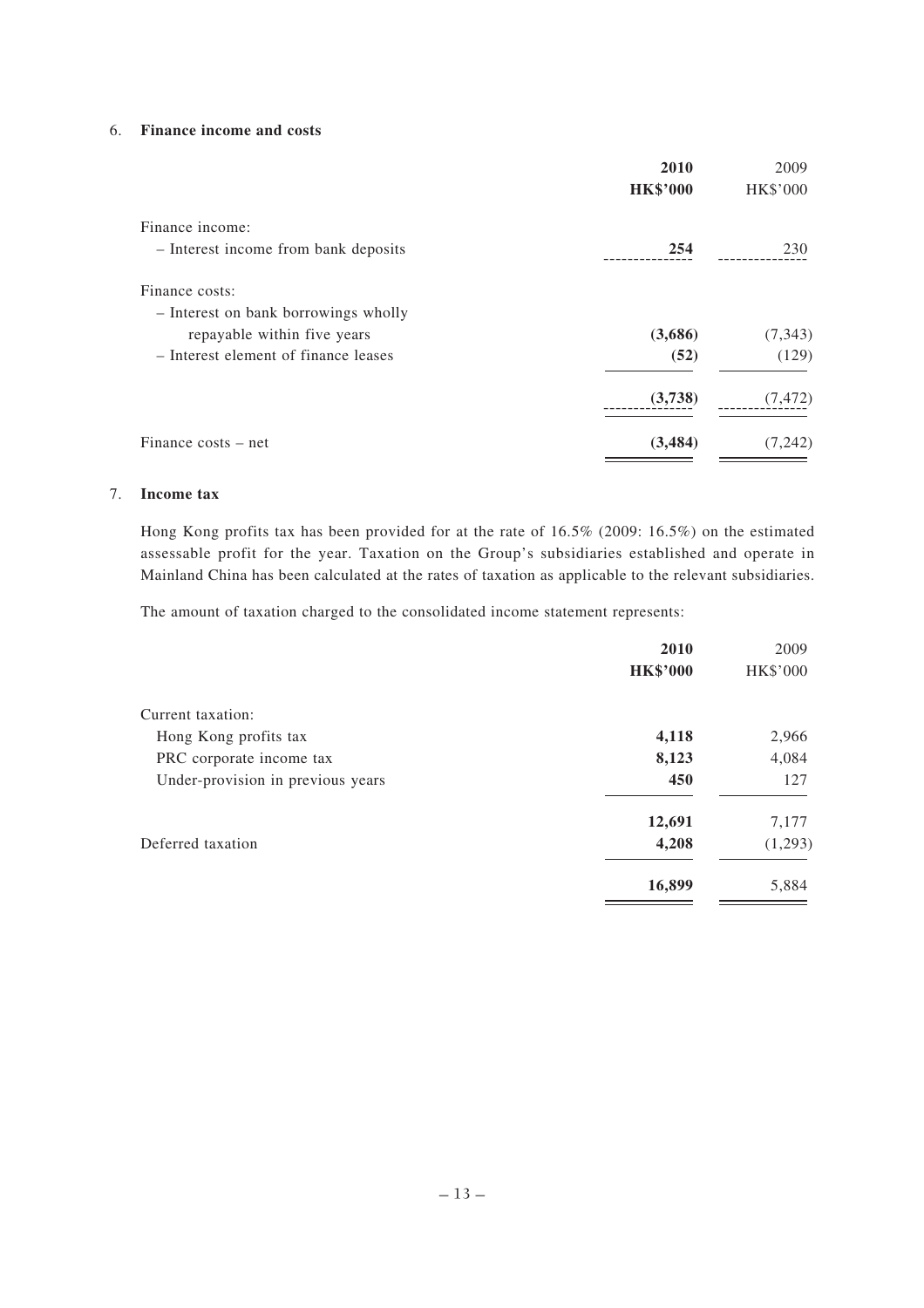## 6. Finance income and costs

| | **2010** | 2009 |
|---|---|---|
| | **HK$'000** | HK$'000 |
| Finance income: | | |
| – Interest income from bank deposits | **254** | 230 |
| Finance costs: | | |
| – Interest on bank borrowings wholly repayable within five years | **(3,686)** | (7,343) |
| – Interest element of finance leases | **(52)** | (129) |
| | **(3,738)** | (7,472) |
| Finance costs – net | **(3,484)** | (7,242) |

## 7. Income tax

Hong Kong profits tax has been provided for at the rate of 16.5% (2009: 16.5%) on the estimated assessable profit for the year. Taxation on the Group's subsidiaries established and operate in Mainland China has been calculated at the rates of taxation as applicable to the relevant subsidiaries.

The amount of taxation charged to the consolidated income statement represents:

| | **2010** | 2009 |
|---|---|---|
| | **HK$'000** | HK$'000 |
| Current taxation: | | |
| Hong Kong profits tax | **4,118** | 2,966 |
| PRC corporate income tax | **8,123** | 4,084 |
| Under-provision in previous years | **450** | 127 |
| | **12,691** | 7,177 |
| Deferred taxation | **4,208** | (1,293) |
| | **16,899** | 5,884 |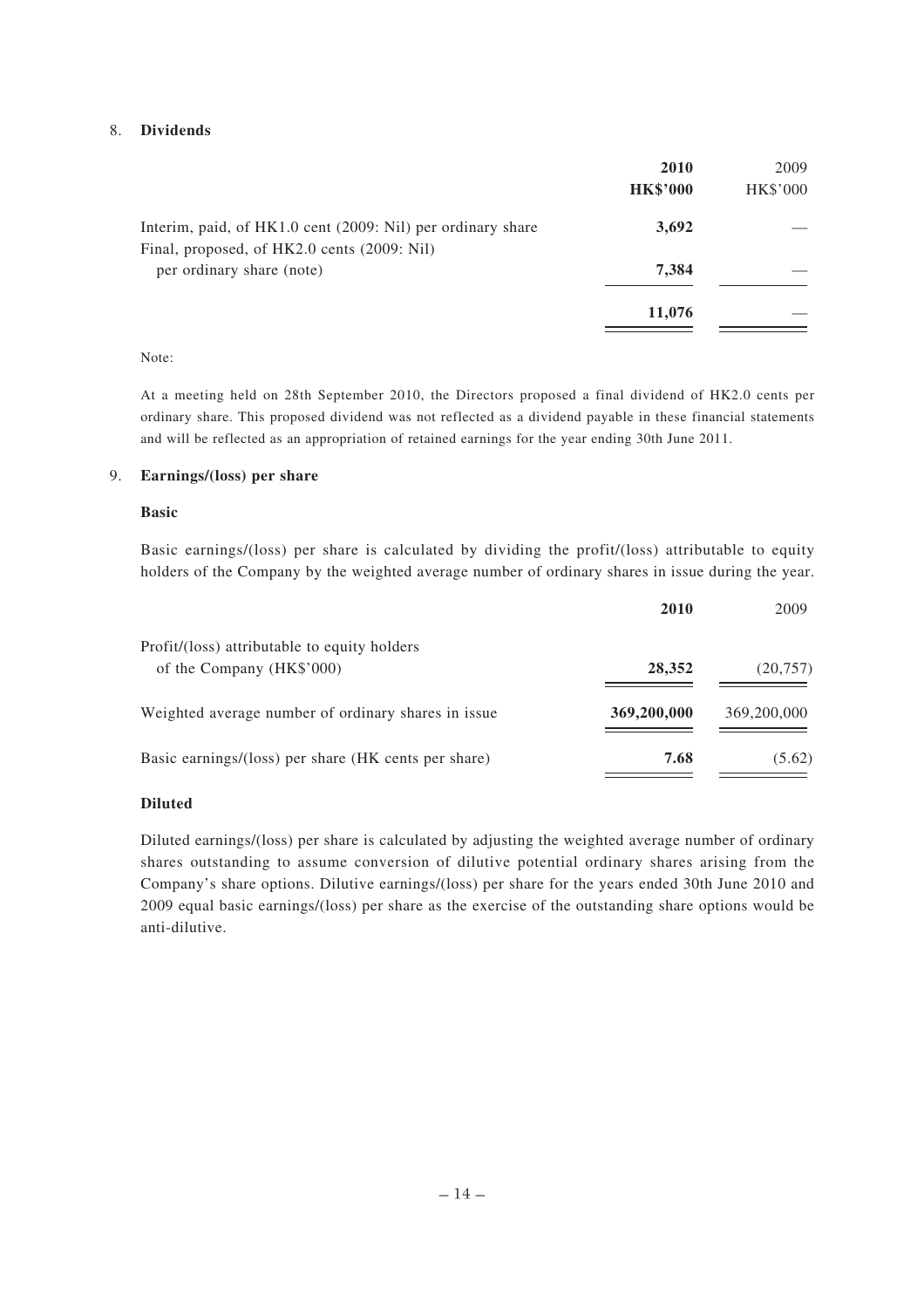## 8. Dividends

| | **2010** | 2009 |
|---|---|---|
| | **HK$'000** | HK$'000 |
| Interim, paid, of HK1.0 cent (2009: Nil) per ordinary share | **3,692** | — |
| Final, proposed, of HK2.0 cents (2009: Nil) per ordinary share (note) | **7,384** | — |
| | **11,076** | — |

Note:

At a meeting held on 28th September 2010, the Directors proposed a final dividend of HK2.0 cents per ordinary share. This proposed dividend was not reflected as a dividend payable in these financial statements and will be reflected as an appropriation of retained earnings for the year ending 30th June 2011.

## 9. Earnings/(loss) per share

### Basic

Basic earnings/(loss) per share is calculated by dividing the profit/(loss) attributable to equity holders of the Company by the weighted average number of ordinary shares in issue during the year.

| | **2010** | 2009 |
|---|---|---|
| Profit/(loss) attributable to equity holders of the Company (HK$'000) | **28,352** | (20,757) |
| Weighted average number of ordinary shares in issue | **369,200,000** | 369,200,000 |
| Basic earnings/(loss) per share (HK cents per share) | **7.68** | (5.62) |

### Diluted

Diluted earnings/(loss) per share is calculated by adjusting the weighted average number of ordinary shares outstanding to assume conversion of dilutive potential ordinary shares arising from the Company's share options. Dilutive earnings/(loss) per share for the years ended 30th June 2010 and 2009 equal basic earnings/(loss) per share as the exercise of the outstanding share options would be anti-dilutive.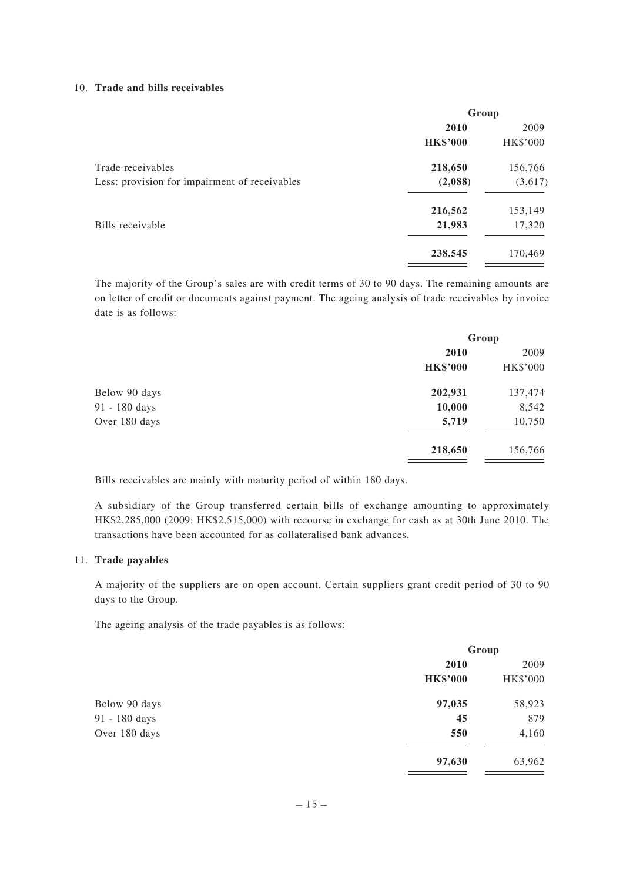10. **Trade and bills receivables**

| | Group | |
|---|---|---|
| | **2010** | 2009 |
| | **HK$'000** | HK$'000 |
| Trade receivables | **218,650** | 156,766 |
| Less: provision for impairment of receivables | **(2,088)** | (3,617) |
| | **216,562** | 153,149 |
| Bills receivable | **21,983** | 17,320 |
| | **238,545** | 170,469 |

The majority of the Group's sales are with credit terms of 30 to 90 days. The remaining amounts are on letter of credit or documents against payment. The ageing analysis of trade receivables by invoice date is as follows:

| | Group | |
|---|---|---|
| | **2010** | 2009 |
| | **HK$'000** | HK$'000 |
| Below 90 days | **202,931** | 137,474 |
| 91 - 180 days | **10,000** | 8,542 |
| Over 180 days | **5,719** | 10,750 |
| | **218,650** | 156,766 |

Bills receivables are mainly with maturity period of within 180 days.

A subsidiary of the Group transferred certain bills of exchange amounting to approximately HK$2,285,000 (2009: HK$2,515,000) with recourse in exchange for cash as at 30th June 2010. The transactions have been accounted for as collateralised bank advances.

11. **Trade payables**

A majority of the suppliers are on open account. Certain suppliers grant credit period of 30 to 90 days to the Group.

The ageing analysis of the trade payables is as follows:

| | Group | |
|---|---|---|
| | **2010** | 2009 |
| | **HK$'000** | HK$'000 |
| Below 90 days | **97,035** | 58,923 |
| 91 - 180 days | **45** | 879 |
| Over 180 days | **550** | 4,160 |
| | **97,630** | 63,962 |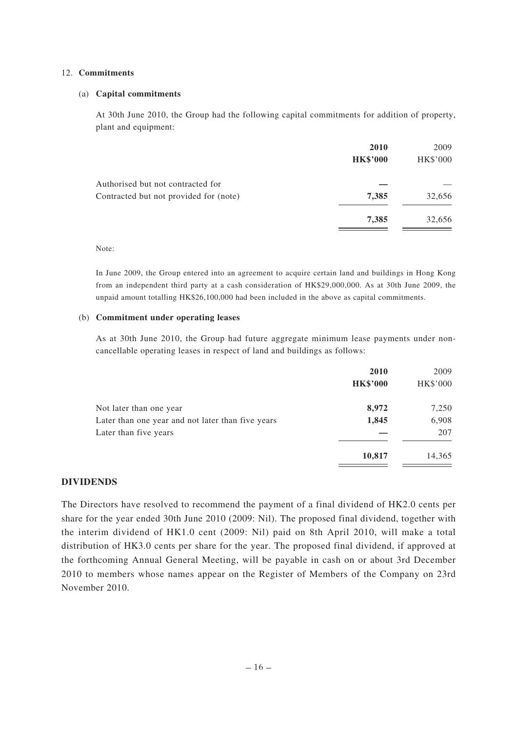12. **Commitments**

(a) **Capital commitments**

At 30th June 2010, the Group had the following capital commitments for addition of property, plant and equipment:

| | **2010** | 2009 |
|---|---|---|
| | **HK$'000** | HK$'000 |
| Authorised but not contracted for | **—** | — |
| Contracted but not provided for (note) | **7,385** | 32,656 |
| | **7,385** | 32,656 |

Note:

In June 2009, the Group entered into an agreement to acquire certain land and buildings in Hong Kong from an independent third party at a cash consideration of HK$29,000,000. As at 30th June 2009, the unpaid amount totalling HK$26,100,000 had been included in the above as capital commitments.

(b) **Commitment under operating leases**

As at 30th June 2010, the Group had future aggregate minimum lease payments under non-cancellable operating leases in respect of land and buildings as follows:

| | **2010** | 2009 |
|---|---|---|
| | **HK$'000** | HK$'000 |
| Not later than one year | **8,972** | 7,250 |
| Later than one year and not later than five years | **1,845** | 6,908 |
| Later than five years | **—** | 207 |
| | **10,817** | 14,365 |

## DIVIDENDS

The Directors have resolved to recommend the payment of a final dividend of HK2.0 cents per share for the year ended 30th June 2010 (2009: Nil). The proposed final dividend, together with the interim dividend of HK1.0 cent (2009: Nil) paid on 8th April 2010, will make a total distribution of HK3.0 cents per share for the year. The proposed final dividend, if approved at the forthcoming Annual General Meeting, will be payable in cash on or about 3rd December 2010 to members whose names appear on the Register of Members of the Company on 23rd November 2010.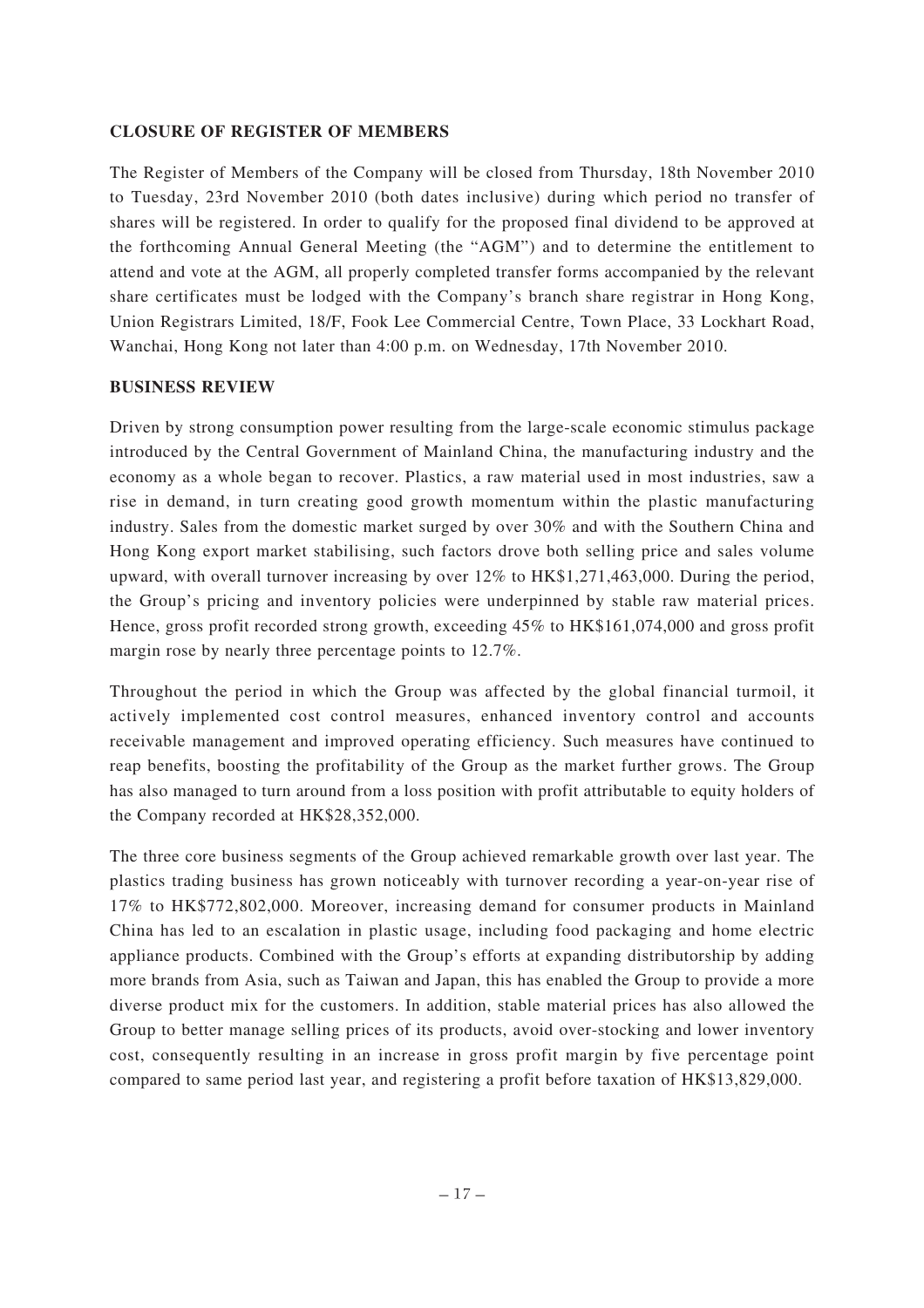**CLOSURE OF REGISTER OF MEMBERS**

The Register of Members of the Company will be closed from Thursday, 18th November 2010 to Tuesday, 23rd November 2010 (both dates inclusive) during which period no transfer of shares will be registered. In order to qualify for the proposed final dividend to be approved at the forthcoming Annual General Meeting (the "AGM") and to determine the entitlement to attend and vote at the AGM, all properly completed transfer forms accompanied by the relevant share certificates must be lodged with the Company's branch share registrar in Hong Kong, Union Registrars Limited, 18/F, Fook Lee Commercial Centre, Town Place, 33 Lockhart Road, Wanchai, Hong Kong not later than 4:00 p.m. on Wednesday, 17th November 2010.

**BUSINESS REVIEW**

Driven by strong consumption power resulting from the large-scale economic stimulus package introduced by the Central Government of Mainland China, the manufacturing industry and the economy as a whole began to recover. Plastics, a raw material used in most industries, saw a rise in demand, in turn creating good growth momentum within the plastic manufacturing industry. Sales from the domestic market surged by over 30% and with the Southern China and Hong Kong export market stabilising, such factors drove both selling price and sales volume upward, with overall turnover increasing by over 12% to HK$1,271,463,000. During the period, the Group's pricing and inventory policies were underpinned by stable raw material prices. Hence, gross profit recorded strong growth, exceeding 45% to HK$161,074,000 and gross profit margin rose by nearly three percentage points to 12.7%.

Throughout the period in which the Group was affected by the global financial turmoil, it actively implemented cost control measures, enhanced inventory control and accounts receivable management and improved operating efficiency. Such measures have continued to reap benefits, boosting the profitability of the Group as the market further grows. The Group has also managed to turn around from a loss position with profit attributable to equity holders of the Company recorded at HK$28,352,000.

The three core business segments of the Group achieved remarkable growth over last year. The plastics trading business has grown noticeably with turnover recording a year-on-year rise of 17% to HK$772,802,000. Moreover, increasing demand for consumer products in Mainland China has led to an escalation in plastic usage, including food packaging and home electric appliance products. Combined with the Group's efforts at expanding distributorship by adding more brands from Asia, such as Taiwan and Japan, this has enabled the Group to provide a more diverse product mix for the customers. In addition, stable material prices has also allowed the Group to better manage selling prices of its products, avoid over-stocking and lower inventory cost, consequently resulting in an increase in gross profit margin by five percentage point compared to same period last year, and registering a profit before taxation of HK$13,829,000.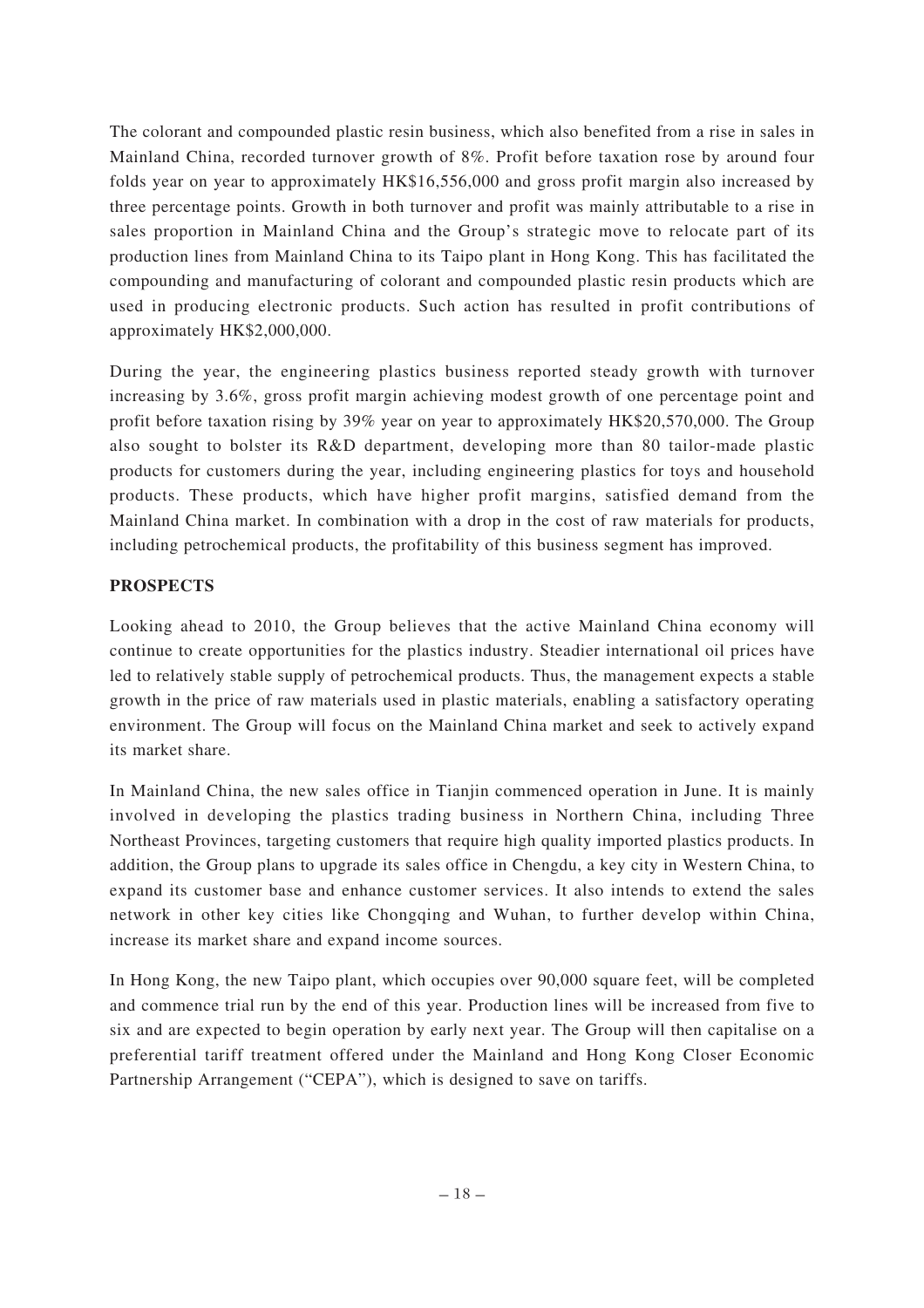The colorant and compounded plastic resin business, which also benefited from a rise in sales in Mainland China, recorded turnover growth of 8%. Profit before taxation rose by around four folds year on year to approximately HK$16,556,000 and gross profit margin also increased by three percentage points. Growth in both turnover and profit was mainly attributable to a rise in sales proportion in Mainland China and the Group's strategic move to relocate part of its production lines from Mainland China to its Taipo plant in Hong Kong. This has facilitated the compounding and manufacturing of colorant and compounded plastic resin products which are used in producing electronic products. Such action has resulted in profit contributions of approximately HK$2,000,000.

During the year, the engineering plastics business reported steady growth with turnover increasing by 3.6%, gross profit margin achieving modest growth of one percentage point and profit before taxation rising by 39% year on year to approximately HK$20,570,000. The Group also sought to bolster its R&D department, developing more than 80 tailor-made plastic products for customers during the year, including engineering plastics for toys and household products. These products, which have higher profit margins, satisfied demand from the Mainland China market. In combination with a drop in the cost of raw materials for products, including petrochemical products, the profitability of this business segment has improved.

**PROSPECTS**

Looking ahead to 2010, the Group believes that the active Mainland China economy will continue to create opportunities for the plastics industry. Steadier international oil prices have led to relatively stable supply of petrochemical products. Thus, the management expects a stable growth in the price of raw materials used in plastic materials, enabling a satisfactory operating environment. The Group will focus on the Mainland China market and seek to actively expand its market share.

In Mainland China, the new sales office in Tianjin commenced operation in June. It is mainly involved in developing the plastics trading business in Northern China, including Three Northeast Provinces, targeting customers that require high quality imported plastics products. In addition, the Group plans to upgrade its sales office in Chengdu, a key city in Western China, to expand its customer base and enhance customer services. It also intends to extend the sales network in other key cities like Chongqing and Wuhan, to further develop within China, increase its market share and expand income sources.

In Hong Kong, the new Taipo plant, which occupies over 90,000 square feet, will be completed and commence trial run by the end of this year. Production lines will be increased from five to six and are expected to begin operation by early next year. The Group will then capitalise on a preferential tariff treatment offered under the Mainland and Hong Kong Closer Economic Partnership Arrangement ("CEPA"), which is designed to save on tariffs.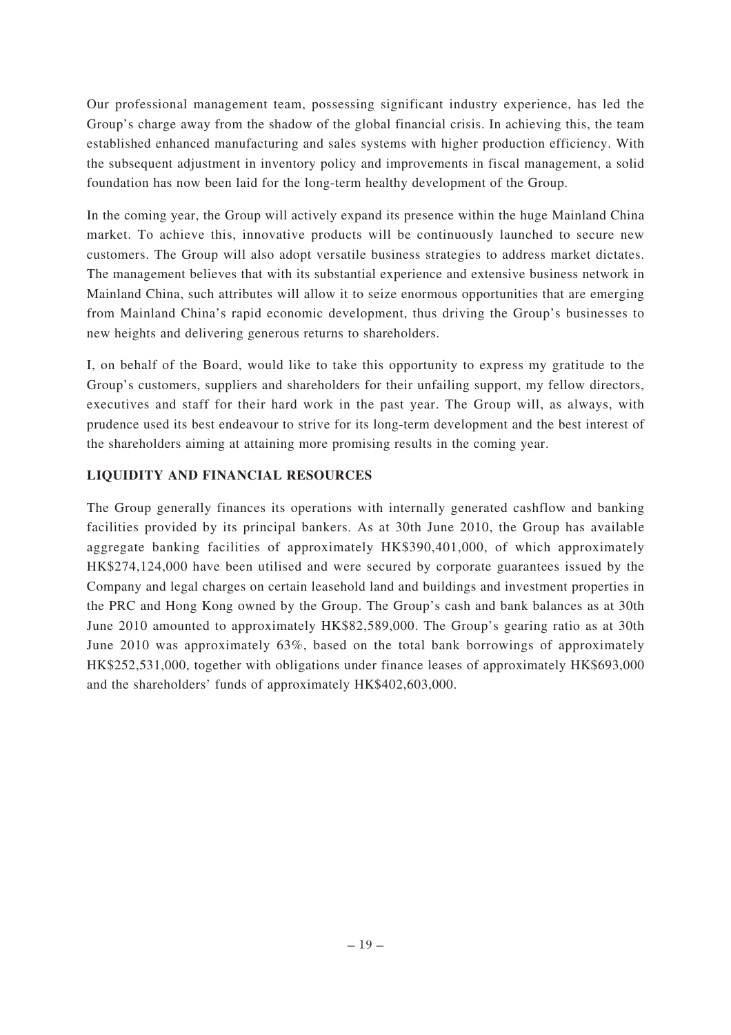Our professional management team, possessing significant industry experience, has led the Group's charge away from the shadow of the global financial crisis. In achieving this, the team established enhanced manufacturing and sales systems with higher production efficiency. With the subsequent adjustment in inventory policy and improvements in fiscal management, a solid foundation has now been laid for the long-term healthy development of the Group.

In the coming year, the Group will actively expand its presence within the huge Mainland China market. To achieve this, innovative products will be continuously launched to secure new customers. The Group will also adopt versatile business strategies to address market dictates. The management believes that with its substantial experience and extensive business network in Mainland China, such attributes will allow it to seize enormous opportunities that are emerging from Mainland China's rapid economic development, thus driving the Group's businesses to new heights and delivering generous returns to shareholders.

I, on behalf of the Board, would like to take this opportunity to express my gratitude to the Group's customers, suppliers and shareholders for their unfailing support, my fellow directors, executives and staff for their hard work in the past year. The Group will, as always, with prudence used its best endeavour to strive for its long-term development and the best interest of the shareholders aiming at attaining more promising results in the coming year.

## LIQUIDITY AND FINANCIAL RESOURCES

The Group generally finances its operations with internally generated cashflow and banking facilities provided by its principal bankers. As at 30th June 2010, the Group has available aggregate banking facilities of approximately HK$390,401,000, of which approximately HK$274,124,000 have been utilised and were secured by corporate guarantees issued by the Company and legal charges on certain leasehold land and buildings and investment properties in the PRC and Hong Kong owned by the Group. The Group's cash and bank balances as at 30th June 2010 amounted to approximately HK$82,589,000. The Group's gearing ratio as at 30th June 2010 was approximately 63%, based on the total bank borrowings of approximately HK$252,531,000, together with obligations under finance leases of approximately HK$693,000 and the shareholders' funds of approximately HK$402,603,000.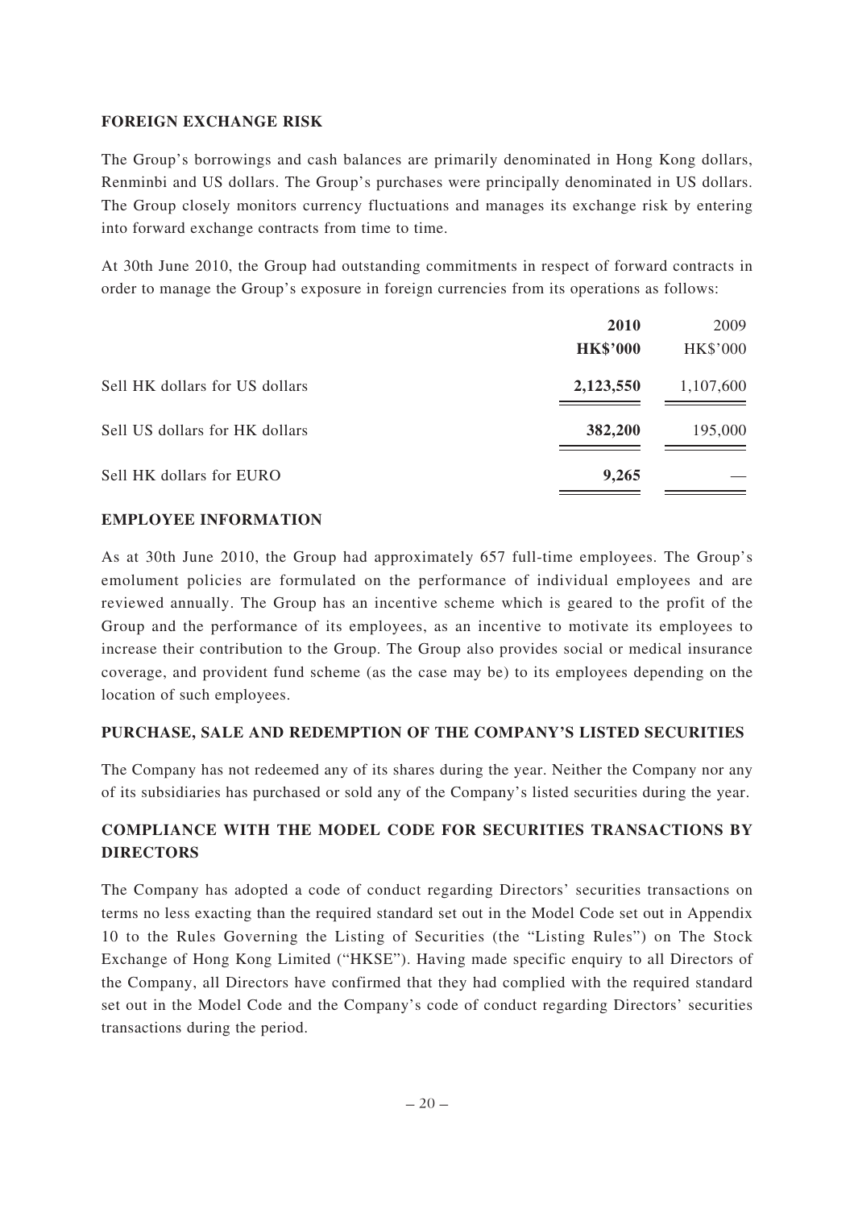## FOREIGN EXCHANGE RISK

The Group's borrowings and cash balances are primarily denominated in Hong Kong dollars, Renminbi and US dollars. The Group's purchases were principally denominated in US dollars. The Group closely monitors currency fluctuations and manages its exchange risk by entering into forward exchange contracts from time to time.

At 30th June 2010, the Group had outstanding commitments in respect of forward contracts in order to manage the Group's exposure in foreign currencies from its operations as follows:

| | **2010** | 2009 |
|---|---|---|
| | **HK$'000** | HK$'000 |
| Sell HK dollars for US dollars | **2,123,550** | 1,107,600 |
| Sell US dollars for HK dollars | **382,200** | 195,000 |
| Sell HK dollars for EURO | **9,265** | — |

## EMPLOYEE INFORMATION

As at 30th June 2010, the Group had approximately 657 full-time employees. The Group's emolument policies are formulated on the performance of individual employees and are reviewed annually. The Group has an incentive scheme which is geared to the profit of the Group and the performance of its employees, as an incentive to motivate its employees to increase their contribution to the Group. The Group also provides social or medical insurance coverage, and provident fund scheme (as the case may be) to its employees depending on the location of such employees.

## PURCHASE, SALE AND REDEMPTION OF THE COMPANY'S LISTED SECURITIES

The Company has not redeemed any of its shares during the year. Neither the Company nor any of its subsidiaries has purchased or sold any of the Company's listed securities during the year.

## COMPLIANCE WITH THE MODEL CODE FOR SECURITIES TRANSACTIONS BY DIRECTORS

The Company has adopted a code of conduct regarding Directors' securities transactions on terms no less exacting than the required standard set out in the Model Code set out in Appendix 10 to the Rules Governing the Listing of Securities (the "Listing Rules") on The Stock Exchange of Hong Kong Limited ("HKSE"). Having made specific enquiry to all Directors of the Company, all Directors have confirmed that they had complied with the required standard set out in the Model Code and the Company's code of conduct regarding Directors' securities transactions during the period.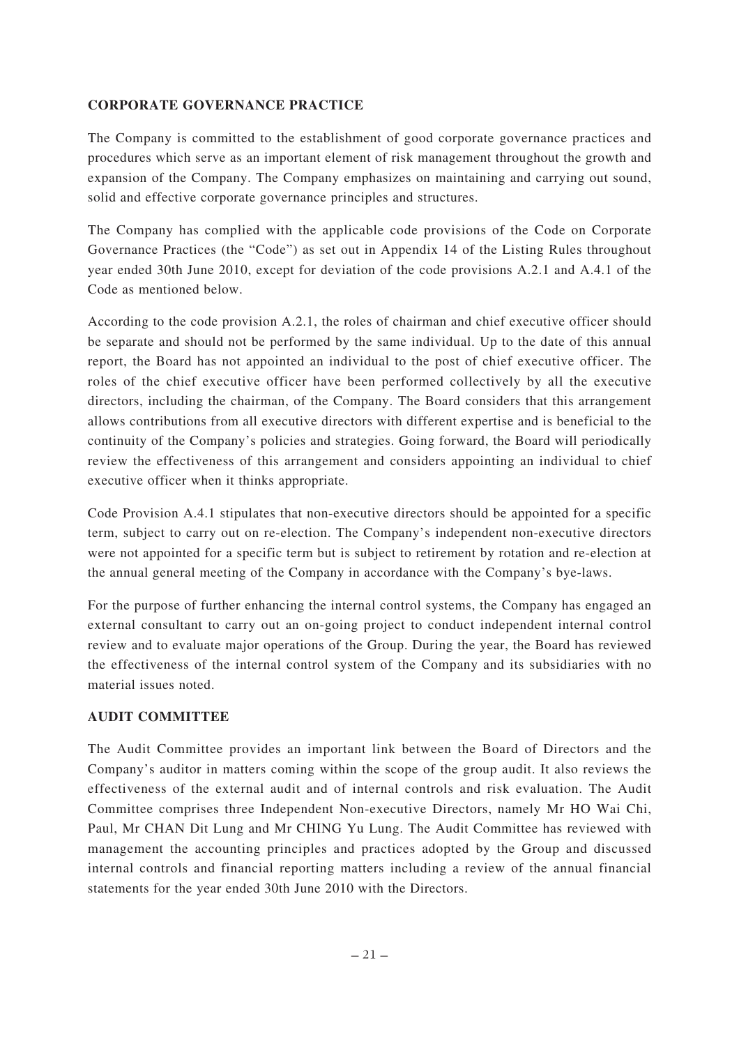## CORPORATE GOVERNANCE PRACTICE

The Company is committed to the establishment of good corporate governance practices and procedures which serve as an important element of risk management throughout the growth and expansion of the Company. The Company emphasizes on maintaining and carrying out sound, solid and effective corporate governance principles and structures.

The Company has complied with the applicable code provisions of the Code on Corporate Governance Practices (the "Code") as set out in Appendix 14 of the Listing Rules throughout year ended 30th June 2010, except for deviation of the code provisions A.2.1 and A.4.1 of the Code as mentioned below.

According to the code provision A.2.1, the roles of chairman and chief executive officer should be separate and should not be performed by the same individual. Up to the date of this annual report, the Board has not appointed an individual to the post of chief executive officer. The roles of the chief executive officer have been performed collectively by all the executive directors, including the chairman, of the Company. The Board considers that this arrangement allows contributions from all executive directors with different expertise and is beneficial to the continuity of the Company's policies and strategies. Going forward, the Board will periodically review the effectiveness of this arrangement and considers appointing an individual to chief executive officer when it thinks appropriate.

Code Provision A.4.1 stipulates that non-executive directors should be appointed for a specific term, subject to carry out on re-election. The Company's independent non-executive directors were not appointed for a specific term but is subject to retirement by rotation and re-election at the annual general meeting of the Company in accordance with the Company's bye-laws.

For the purpose of further enhancing the internal control systems, the Company has engaged an external consultant to carry out an on-going project to conduct independent internal control review and to evaluate major operations of the Group. During the year, the Board has reviewed the effectiveness of the internal control system of the Company and its subsidiaries with no material issues noted.

## AUDIT COMMITTEE

The Audit Committee provides an important link between the Board of Directors and the Company's auditor in matters coming within the scope of the group audit. It also reviews the effectiveness of the external audit and of internal controls and risk evaluation. The Audit Committee comprises three Independent Non-executive Directors, namely Mr HO Wai Chi, Paul, Mr CHAN Dit Lung and Mr CHING Yu Lung. The Audit Committee has reviewed with management the accounting principles and practices adopted by the Group and discussed internal controls and financial reporting matters including a review of the annual financial statements for the year ended 30th June 2010 with the Directors.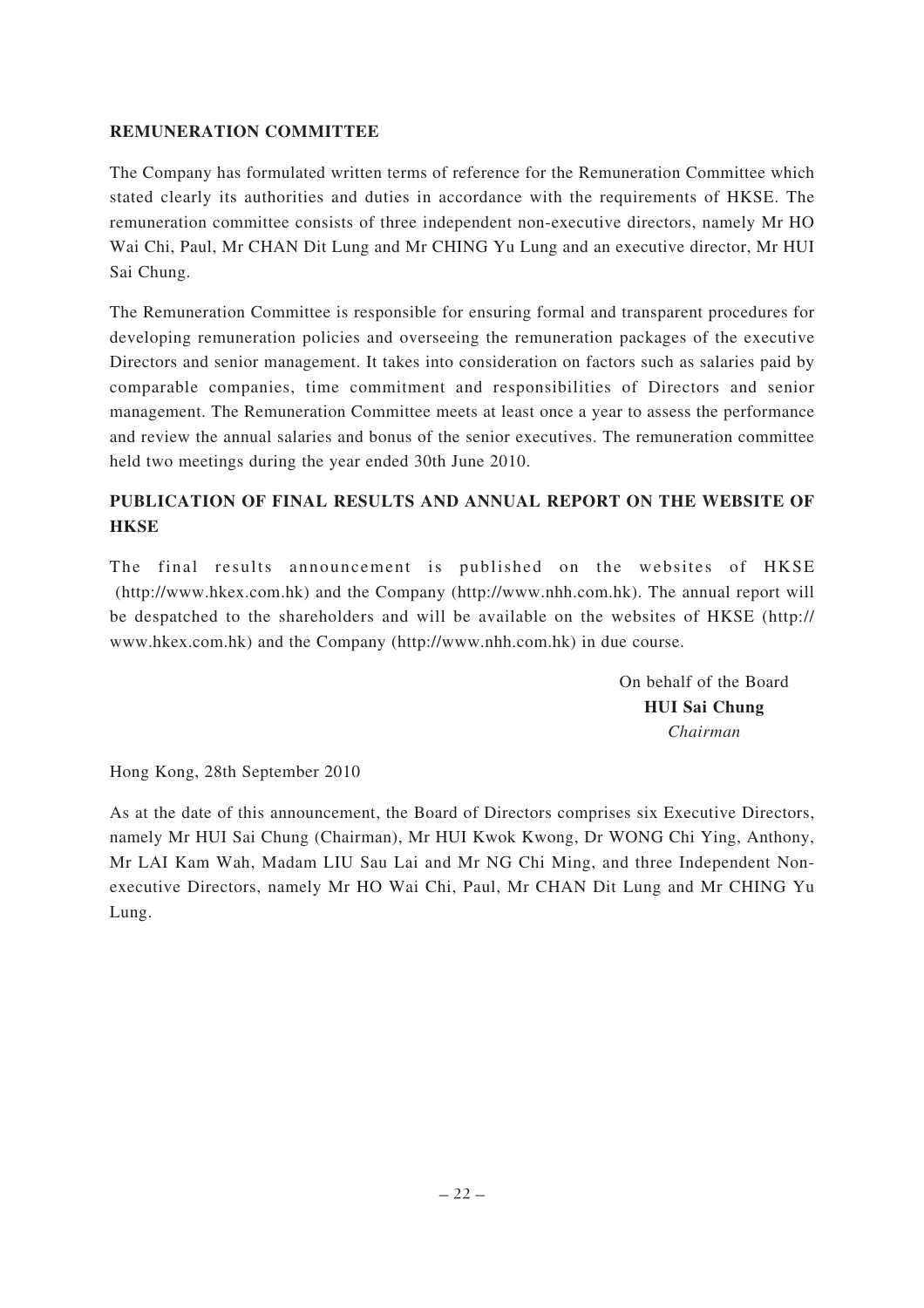## REMUNERATION COMMITTEE

The Company has formulated written terms of reference for the Remuneration Committee which stated clearly its authorities and duties in accordance with the requirements of HKSE. The remuneration committee consists of three independent non-executive directors, namely Mr HO Wai Chi, Paul, Mr CHAN Dit Lung and Mr CHING Yu Lung and an executive director, Mr HUI Sai Chung.

The Remuneration Committee is responsible for ensuring formal and transparent procedures for developing remuneration policies and overseeing the remuneration packages of the executive Directors and senior management. It takes into consideration on factors such as salaries paid by comparable companies, time commitment and responsibilities of Directors and senior management. The Remuneration Committee meets at least once a year to assess the performance and review the annual salaries and bonus of the senior executives. The remuneration committee held two meetings during the year ended 30th June 2010.

## PUBLICATION OF FINAL RESULTS AND ANNUAL REPORT ON THE WEBSITE OF HKSE

The final results announcement is published on the websites of HKSE (http://www.hkex.com.hk) and the Company (http://www.nhh.com.hk). The annual report will be despatched to the shareholders and will be available on the websites of HKSE (http://www.hkex.com.hk) and the Company (http://www.nhh.com.hk) in due course.

On behalf of the Board
**HUI Sai Chung**
*Chairman*

Hong Kong, 28th September 2010

As at the date of this announcement, the Board of Directors comprises six Executive Directors, namely Mr HUI Sai Chung (Chairman), Mr HUI Kwok Kwong, Dr WONG Chi Ying, Anthony, Mr LAI Kam Wah, Madam LIU Sau Lai and Mr NG Chi Ming, and three Independent Non-executive Directors, namely Mr HO Wai Chi, Paul, Mr CHAN Dit Lung and Mr CHING Yu Lung.